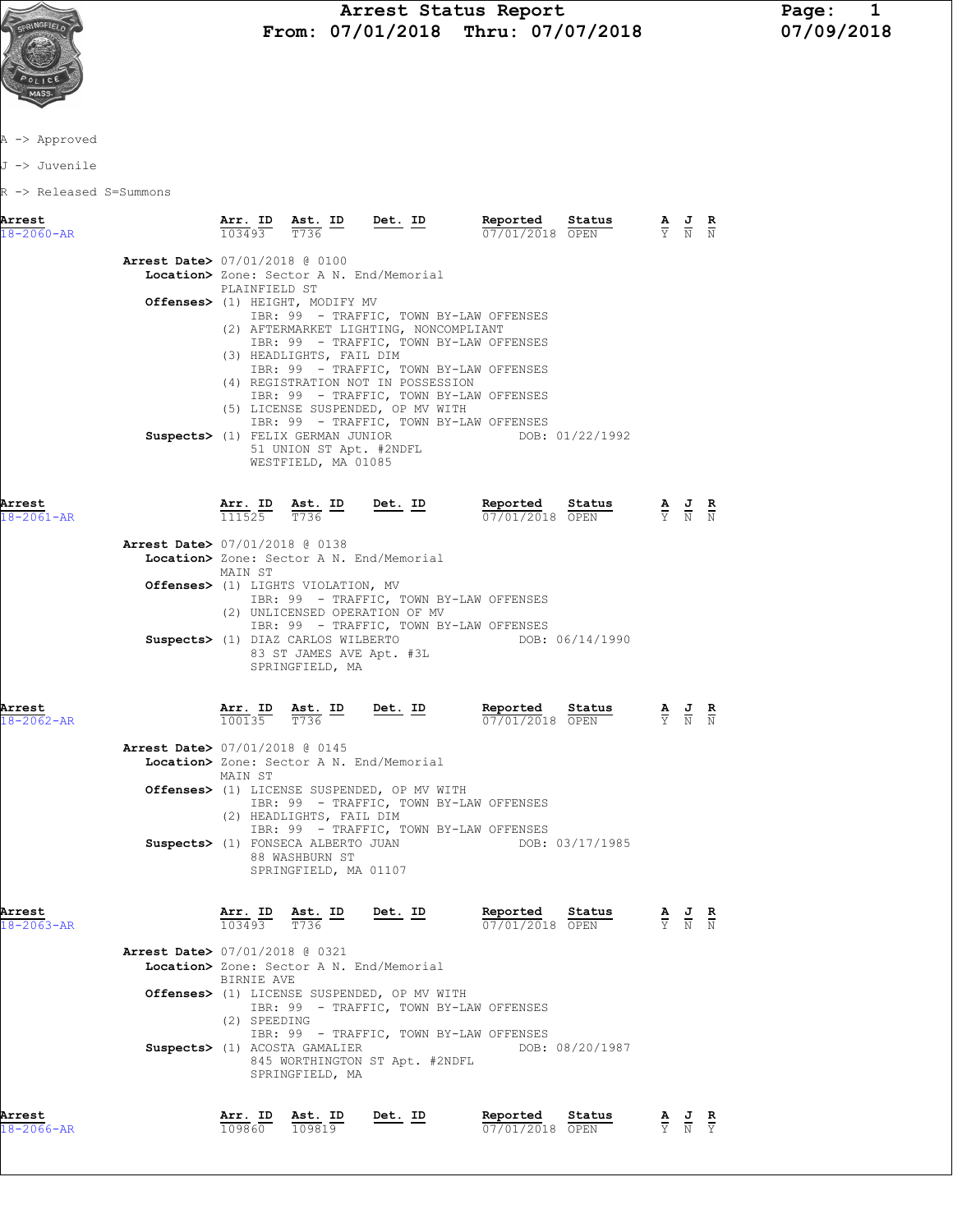# Arrest Status Report
**From: 07/01/2018 Thru: 07/07/2018**

07/09/2018

A -> Approved

J -> Juvenile

R -> Released S=Summons

| Arrest | Arr. ID | Ast. ID | Det. ID | Reported | Status | A | J | R |
|---|---|---|---|---|---|---|---|---|
| 18-2060-AR | 103493 | T736 | | 07/01/2018 | OPEN | Y | N | N |

**Arrest Date>** 07/01/2018 @ 0100
**Location>** Zone: Sector A N. End/Memorial
PLAINFIELD ST
**Offenses>** (1) HEIGHT, MODIFY MV
IBR: 99 - TRAFFIC, TOWN BY-LAW OFFENSES
(2) AFTERMARKET LIGHTING, NONCOMPLIANT
IBR: 99 - TRAFFIC, TOWN BY-LAW OFFENSES
(3) HEADLIGHTS, FAIL DIM
IBR: 99 - TRAFFIC, TOWN BY-LAW OFFENSES
(4) REGISTRATION NOT IN POSSESSION
IBR: 99 - TRAFFIC, TOWN BY-LAW OFFENSES
(5) LICENSE SUSPENDED, OP MV WITH
IBR: 99 - TRAFFIC, TOWN BY-LAW OFFENSES
**Suspects>** (1) FELIX GERMAN JUNIOR DOB: 01/22/1992
51 UNION ST Apt. #2NDFL
WESTFIELD, MA 01085

| Arrest | Arr. ID | Ast. ID | Det. ID | Reported | Status | A | J | R |
|---|---|---|---|---|---|---|---|---|
| 18-2061-AR | 111525 | T736 | | 07/01/2018 | OPEN | Y | N | N |

**Arrest Date>** 07/01/2018 @ 0138
**Location>** Zone: Sector A N. End/Memorial
MAIN ST
**Offenses>** (1) LIGHTS VIOLATION, MV
IBR: 99 - TRAFFIC, TOWN BY-LAW OFFENSES
(2) UNLICENSED OPERATION OF MV
IBR: 99 - TRAFFIC, TOWN BY-LAW OFFENSES
**Suspects>** (1) DIAZ CARLOS WILBERTO DOB: 06/14/1990
83 ST JAMES AVE Apt. #3L
SPRINGFIELD, MA

| Arrest | Arr. ID | Ast. ID | Det. ID | Reported | Status | A | J | R |
|---|---|---|---|---|---|---|---|---|
| 18-2062-AR | 100135 | T736 | | 07/01/2018 | OPEN | Y | N | N |

**Arrest Date>** 07/01/2018 @ 0145
**Location>** Zone: Sector A N. End/Memorial
MAIN ST
**Offenses>** (1) LICENSE SUSPENDED, OP MV WITH
IBR: 99 - TRAFFIC, TOWN BY-LAW OFFENSES
(2) HEADLIGHTS, FAIL DIM
IBR: 99 - TRAFFIC, TOWN BY-LAW OFFENSES
**Suspects>** (1) FONSECA ALBERTO JUAN DOB: 03/17/1985
88 WASHBURN ST
SPRINGFIELD, MA 01107

| Arrest | Arr. ID | Ast. ID | Det. ID | Reported | Status | A | J | R |
|---|---|---|---|---|---|---|---|---|
| 18-2063-AR | 103493 | T736 | | 07/01/2018 | OPEN | Y | N | N |

**Arrest Date>** 07/01/2018 @ 0321
**Location>** Zone: Sector A N. End/Memorial
BIRNIE AVE
**Offenses>** (1) LICENSE SUSPENDED, OP MV WITH
IBR: 99 - TRAFFIC, TOWN BY-LAW OFFENSES
(2) SPEEDING
IBR: 99 - TRAFFIC, TOWN BY-LAW OFFENSES
**Suspects>** (1) ACOSTA GAMALIER DOB: 08/20/1987
845 WORTHINGTON ST Apt. #2NDFL
SPRINGFIELD, MA

| Arrest | Arr. ID | Ast. ID | Det. ID | Reported | Status | A | J | R |
|---|---|---|---|---|---|---|---|---|
| 18-2066-AR | 109860 | 109819 | | 07/01/2018 | OPEN | Y | N | Y |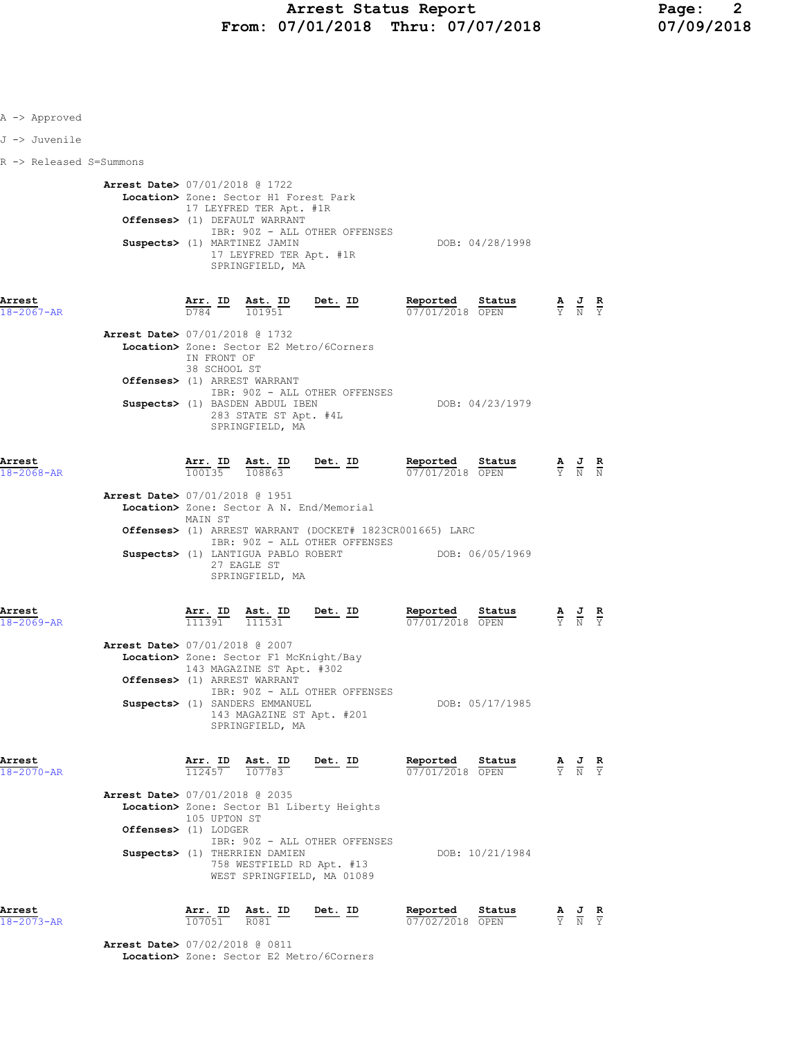A -> Approved

J -> Juvenile

R -> Released S=Summons

**Arrest Date>** 07/01/2018 @ 1722
**Location>** Zone: Sector H1 Forest Park
17 LEYFRED TER Apt. #1R
**Offenses>** (1) DEFAULT WARRANT
IBR: 90Z - ALL OTHER OFFENSES
**Suspects>** (1) MARTINEZ JAMIN DOB: 04/28/1998
17 LEYFRED TER Apt. #1R
SPRINGFIELD, MA

| Arrest | Arr. ID | Ast. ID | Det. ID | Reported | Status | A | J | R |
|---|---|---|---|---|---|---|---|---|
| 18-2067-AR | D784 | 101951 | | 07/01/2018 | OPEN | Y | N | Y |

**Arrest Date>** 07/01/2018 @ 1732
**Location>** Zone: Sector E2 Metro/6Corners
IN FRONT OF
38 SCHOOL ST
**Offenses>** (1) ARREST WARRANT
IBR: 90Z - ALL OTHER OFFENSES
**Suspects>** (1) BASDEN ABDUL IBEN DOB: 04/23/1979
283 STATE ST Apt. #4L
SPRINGFIELD, MA

| Arrest | Arr. ID | Ast. ID | Det. ID | Reported | Status | A | J | R |
|---|---|---|---|---|---|---|---|---|
| 18-2068-AR | 100135 | 108863 | | 07/01/2018 | OPEN | Y | N | N |

**Arrest Date>** 07/01/2018 @ 1951
**Location>** Zone: Sector A N. End/Memorial
MAIN ST
**Offenses>** (1) ARREST WARRANT (DOCKET# 1823CR001665) LARC
IBR: 90Z - ALL OTHER OFFENSES
**Suspects>** (1) LANTIGUA PABLO ROBERT DOB: 06/05/1969
27 EAGLE ST
SPRINGFIELD, MA

| Arrest | Arr. ID | Ast. ID | Det. ID | Reported | Status | A | J | R |
|---|---|---|---|---|---|---|---|---|
| 18-2069-AR | 111391 | 111531 | | 07/01/2018 | OPEN | Y | N | Y |

**Arrest Date>** 07/01/2018 @ 2007
**Location>** Zone: Sector F1 McKnight/Bay
143 MAGAZINE ST Apt. #302
**Offenses>** (1) ARREST WARRANT
IBR: 90Z - ALL OTHER OFFENSES
**Suspects>** (1) SANDERS EMMANUEL DOB: 05/17/1985
143 MAGAZINE ST Apt. #201
SPRINGFIELD, MA

| Arrest | Arr. ID | Ast. ID | Det. ID | Reported | Status | A | J | R |
|---|---|---|---|---|---|---|---|---|
| 18-2070-AR | 112457 | 107783 | | 07/01/2018 | OPEN | Y | N | Y |

**Arrest Date>** 07/01/2018 @ 2035
**Location>** Zone: Sector B1 Liberty Heights
105 UPTON ST
**Offenses>** (1) LODGER
IBR: 90Z - ALL OTHER OFFENSES
**Suspects>** (1) THERRIEN DAMIEN DOB: 10/21/1984
758 WESTFIELD RD Apt. #13
WEST SPRINGFIELD, MA 01089

| Arrest | Arr. ID | Ast. ID | Det. ID | Reported | Status | A | J | R |
|---|---|---|---|---|---|---|---|---|
| 18-2073-AR | 107051 | R081 | | 07/02/2018 | OPEN | Y | N | Y |

**Arrest Date>** 07/02/2018 @ 0811
**Location>** Zone: Sector E2 Metro/6Corners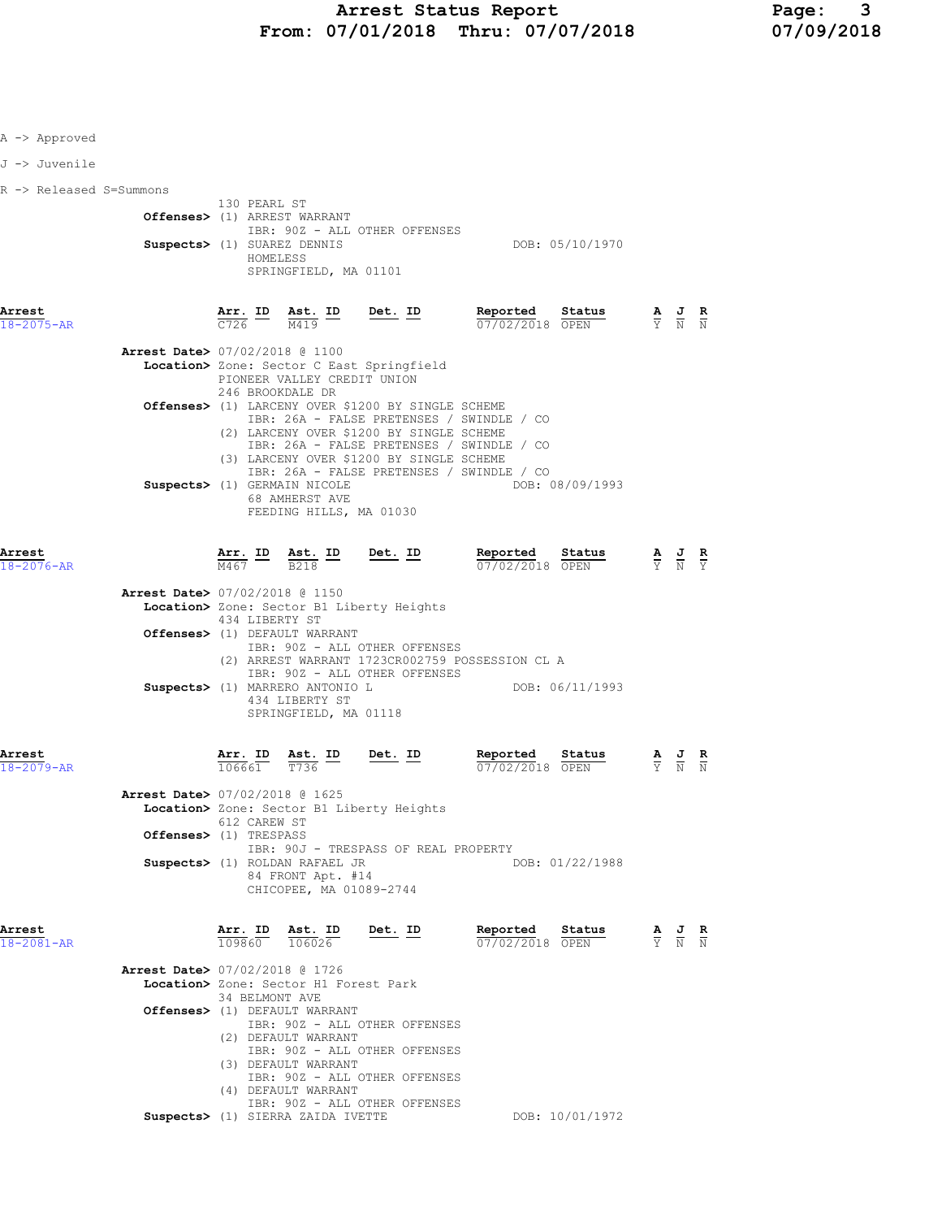A -> Approved

J -> Juvenile

R -> Released S=Summons

130 PEARL ST

**Offenses>** (1) ARREST WARRANT
IBR: 90Z - ALL OTHER OFFENSES

**Suspects>** (1) SUAREZ DENNIS — DOB: 05/10/1970
HOMELESS
SPRINGFIELD, MA 01101

| Arrest | Arr. ID | Ast. ID | Det. ID | Reported | Status | A | J | R |
|---|---|---|---|---|---|---|---|---|
| 18-2075-AR | C726 | M419 | | 07/02/2018 | OPEN | Y | N | N |

**Arrest Date>** 07/02/2018 @ 1100

**Location>** Zone: Sector C East Springfield
PIONEER VALLEY CREDIT UNION
246 BROOKDALE DR

**Offenses>** (1) LARCENY OVER $1200 BY SINGLE SCHEME
IBR: 26A - FALSE PRETENSES / SWINDLE / CO
(2) LARCENY OVER $1200 BY SINGLE SCHEME
IBR: 26A - FALSE PRETENSES / SWINDLE / CO
(3) LARCENY OVER $1200 BY SINGLE SCHEME
IBR: 26A - FALSE PRETENSES / SWINDLE / CO

**Suspects>** (1) GERMAIN NICOLE — DOB: 08/09/1993
68 AMHERST AVE
FEEDING HILLS, MA 01030

| Arrest | Arr. ID | Ast. ID | Det. ID | Reported | Status | A | J | R |
|---|---|---|---|---|---|---|---|---|
| 18-2076-AR | M467 | B218 | | 07/02/2018 | OPEN | Y | N | Y |

**Arrest Date>** 07/02/2018 @ 1150

**Location>** Zone: Sector B1 Liberty Heights
434 LIBERTY ST

**Offenses>** (1) DEFAULT WARRANT
IBR: 90Z - ALL OTHER OFFENSES
(2) ARREST WARRANT 1723CR002759 POSSESSION CL A
IBR: 90Z - ALL OTHER OFFENSES

**Suspects>** (1) MARRERO ANTONIO L — DOB: 06/11/1993
434 LIBERTY ST
SPRINGFIELD, MA 01118

| Arrest | Arr. ID | Ast. ID | Det. ID | Reported | Status | A | J | R |
|---|---|---|---|---|---|---|---|---|
| 18-2079-AR | 106661 | T736 | | 07/02/2018 | OPEN | Y | N | N |

**Arrest Date>** 07/02/2018 @ 1625

**Location>** Zone: Sector B1 Liberty Heights
612 CAREW ST

**Offenses>** (1) TRESPASS
IBR: 90J - TRESPASS OF REAL PROPERTY

**Suspects>** (1) ROLDAN RAFAEL JR — DOB: 01/22/1988
84 FRONT Apt. #14
CHICOPEE, MA 01089-2744

| Arrest | Arr. ID | Ast. ID | Det. ID | Reported | Status | A | J | R |
|---|---|---|---|---|---|---|---|---|
| 18-2081-AR | 109860 | 106026 | | 07/02/2018 | OPEN | Y | N | N |

**Arrest Date>** 07/02/2018 @ 1726

**Location>** Zone: Sector H1 Forest Park
34 BELMONT AVE

**Offenses>** (1) DEFAULT WARRANT
IBR: 90Z - ALL OTHER OFFENSES
(2) DEFAULT WARRANT
IBR: 90Z - ALL OTHER OFFENSES
(3) DEFAULT WARRANT
IBR: 90Z - ALL OTHER OFFENSES
(4) DEFAULT WARRANT
IBR: 90Z - ALL OTHER OFFENSES

**Suspects>** (1) SIERRA ZAIDA IVETTE — DOB: 10/01/1972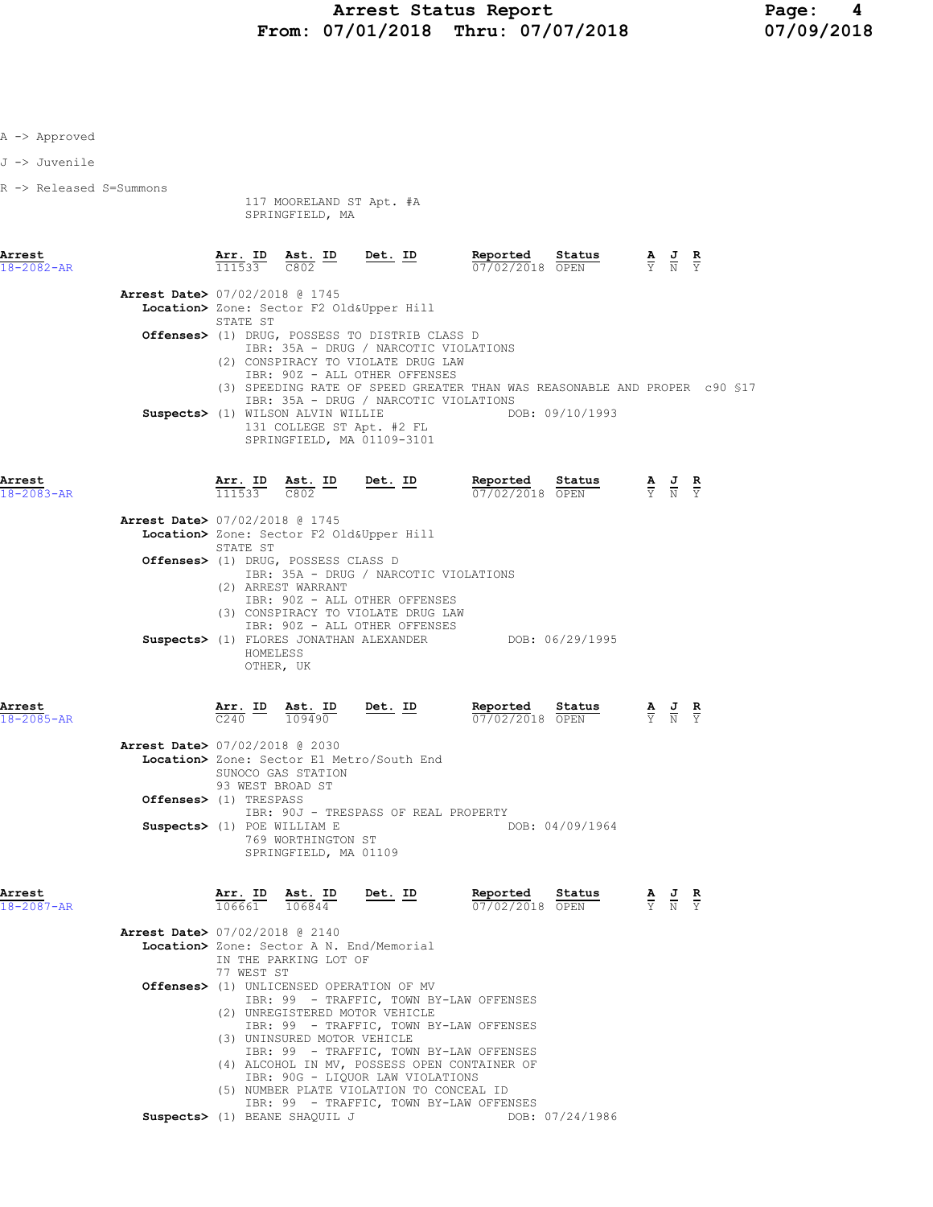A -> Approved

J -> Juvenile

R -> Released S=Summons

117 MOORELAND ST Apt. #A
SPRINGFIELD, MA

| Arrest | Arr. ID | Ast. ID | Det. ID | Reported | Status | A | J | R |
|---|---|---|---|---|---|---|---|---|
| 18-2082-AR | 111533 | C802 | | 07/02/2018 | OPEN | Y | N | Y |

**Arrest Date>** 07/02/2018 @ 1745
**Location>** Zone: Sector F2 Old&Upper Hill
STATE ST
**Offenses>** (1) DRUG, POSSESS TO DISTRIB CLASS D
IBR: 35A - DRUG / NARCOTIC VIOLATIONS
(2) CONSPIRACY TO VIOLATE DRUG LAW
IBR: 90Z - ALL OTHER OFFENSES
(3) SPEEDING RATE OF SPEED GREATER THAN WAS REASONABLE AND PROPER c90 §17
IBR: 35A - DRUG / NARCOTIC VIOLATIONS
**Suspects>** (1) WILSON ALVIN WILLIE DOB: 09/10/1993
131 COLLEGE ST Apt. #2 FL
SPRINGFIELD, MA 01109-3101

| Arrest | Arr. ID | Ast. ID | Det. ID | Reported | Status | A | J | R |
|---|---|---|---|---|---|---|---|---|
| 18-2083-AR | 111533 | C802 | | 07/02/2018 | OPEN | Y | N | Y |

**Arrest Date>** 07/02/2018 @ 1745
**Location>** Zone: Sector F2 Old&Upper Hill
STATE ST
**Offenses>** (1) DRUG, POSSESS CLASS D
IBR: 35A - DRUG / NARCOTIC VIOLATIONS
(2) ARREST WARRANT
IBR: 90Z - ALL OTHER OFFENSES
(3) CONSPIRACY TO VIOLATE DRUG LAW
IBR: 90Z - ALL OTHER OFFENSES
**Suspects>** (1) FLORES JONATHAN ALEXANDER DOB: 06/29/1995
HOMELESS
OTHER, UK

| Arrest | Arr. ID | Ast. ID | Det. ID | Reported | Status | A | J | R |
|---|---|---|---|---|---|---|---|---|
| 18-2085-AR | C240 | 109490 | | 07/02/2018 | OPEN | Y | N | Y |

**Arrest Date>** 07/02/2018 @ 2030
**Location>** Zone: Sector E1 Metro/South End
SUNOCO GAS STATION
93 WEST BROAD ST
**Offenses>** (1) TRESPASS
IBR: 90J - TRESPASS OF REAL PROPERTY
**Suspects>** (1) POE WILLIAM E DOB: 04/09/1964
769 WORTHINGTON ST
SPRINGFIELD, MA 01109

| Arrest | Arr. ID | Ast. ID | Det. ID | Reported | Status | A | J | R |
|---|---|---|---|---|---|---|---|---|
| 18-2087-AR | 106661 | 106844 | | 07/02/2018 | OPEN | Y | N | Y |

**Arrest Date>** 07/02/2018 @ 2140
**Location>** Zone: Sector A N. End/Memorial
IN THE PARKING LOT OF
77 WEST ST
**Offenses>** (1) UNLICENSED OPERATION OF MV
IBR: 99 - TRAFFIC, TOWN BY-LAW OFFENSES
(2) UNREGISTERED MOTOR VEHICLE
IBR: 99 - TRAFFIC, TOWN BY-LAW OFFENSES
(3) UNINSURED MOTOR VEHICLE
IBR: 99 - TRAFFIC, TOWN BY-LAW OFFENSES
(4) ALCOHOL IN MV, POSSESS OPEN CONTAINER OF
IBR: 90G - LIQUOR LAW VIOLATIONS
(5) NUMBER PLATE VIOLATION TO CONCEAL ID
IBR: 99 - TRAFFIC, TOWN BY-LAW OFFENSES
**Suspects>** (1) BEANE SHAQUIL J DOB: 07/24/1986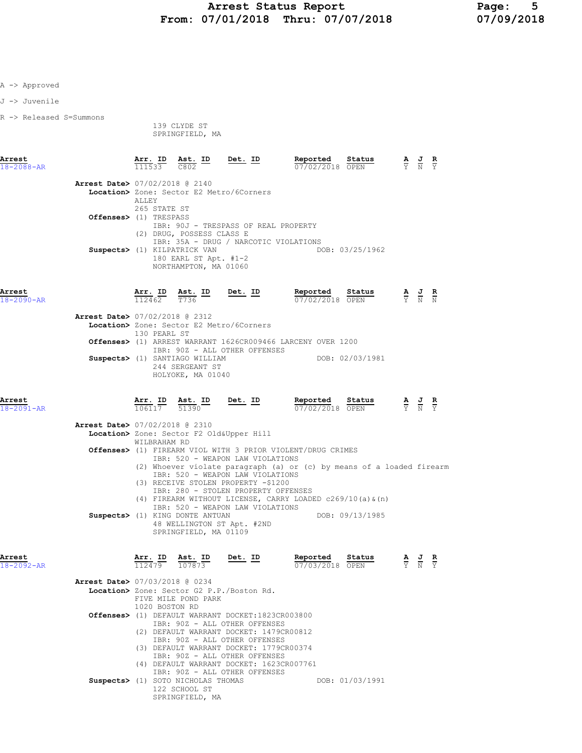A -> Approved

J -> Juvenile

R -> Released S=Summons

139 CLYDE ST
SPRINGFIELD, MA

| Arrest | Arr. ID | Ast. ID | Det. ID | Reported | Status | A | J | R |
|---|---|---|---|---|---|---|---|---|
| 18-2088-AR | 111533 | C802 | | 07/02/2018 | OPEN | Y | N | Y |

**Arrest Date>** 07/02/2018 @ 2140
**Location>** Zone: Sector E2 Metro/6Corners
ALLEY
265 STATE ST
**Offenses>** (1) TRESPASS
IBR: 90J - TRESPASS OF REAL PROPERTY
(2) DRUG, POSSESS CLASS E
IBR: 35A - DRUG / NARCOTIC VIOLATIONS
**Suspects>** (1) KILPATRICK VAN DOB: 03/25/1962
180 EARL ST Apt. #1-2
NORTHAMPTON, MA 01060

| Arrest | Arr. ID | Ast. ID | Det. ID | Reported | Status | A | J | R |
|---|---|---|---|---|---|---|---|---|
| 18-2090-AR | 112462 | T736 | | 07/02/2018 | OPEN | Y | N | N |

**Arrest Date>** 07/02/2018 @ 2312
**Location>** Zone: Sector E2 Metro/6Corners
130 PEARL ST
**Offenses>** (1) ARREST WARRANT 1626CR009466 LARCENY OVER 1200
IBR: 90Z - ALL OTHER OFFENSES
**Suspects>** (1) SANTIAGO WILLIAM DOB: 02/03/1981
244 SERGEANT ST
HOLYOKE, MA 01040

| Arrest | Arr. ID | Ast. ID | Det. ID | Reported | Status | A | J | R |
|---|---|---|---|---|---|---|---|---|
| 18-2091-AR | 106117 | 51390 | | 07/02/2018 | OPEN | Y | N | Y |

**Arrest Date>** 07/02/2018 @ 2310
**Location>** Zone: Sector F2 Old&Upper Hill
WILBRAHAM RD
**Offenses>** (1) FIREARM VIOL WITH 3 PRIOR VIOLENT/DRUG CRIMES
IBR: 520 - WEAPON LAW VIOLATIONS
(2) Whoever violate paragraph (a) or (c) by means of a loaded firearm
IBR: 520 - WEAPON LAW VIOLATIONS
(3) RECEIVE STOLEN PROPERTY -$1200
IBR: 280 - STOLEN PROPERTY OFFENSES
(4) FIREARM WITHOUT LICENSE, CARRY LOADED c269/10(a)&(n)
IBR: 520 - WEAPON LAW VIOLATIONS
**Suspects>** (1) KING DONTE ANTUAN DOB: 09/13/1985
48 WELLINGTON ST Apt. #2ND
SPRINGFIELD, MA 01109

| Arrest | Arr. ID | Ast. ID | Det. ID | Reported | Status | A | J | R |
|---|---|---|---|---|---|---|---|---|
| 18-2092-AR | 112479 | 107873 | | 07/03/2018 | OPEN | Y | N | Y |

**Arrest Date>** 07/03/2018 @ 0234
**Location>** Zone: Sector G2 P.P./Boston Rd.
FIVE MILE POND PARK
1020 BOSTON RD
**Offenses>** (1) DEFAULT WARRANT DOCKET:1823CR003800
IBR: 90Z - ALL OTHER OFFENSES
(2) DEFAULT WARRANT DOCKET: 1479CR00812
IBR: 90Z - ALL OTHER OFFENSES
(3) DEFAULT WARRANT DOCKET: 1779CR00374
IBR: 90Z - ALL OTHER OFFENSES
(4) DEFAULT WARRANT DOCKET: 1623CR007761
IBR: 90Z - ALL OTHER OFFENSES
**Suspects>** (1) SOTO NICHOLAS THOMAS DOB: 01/03/1991
122 SCHOOL ST
SPRINGFIELD, MA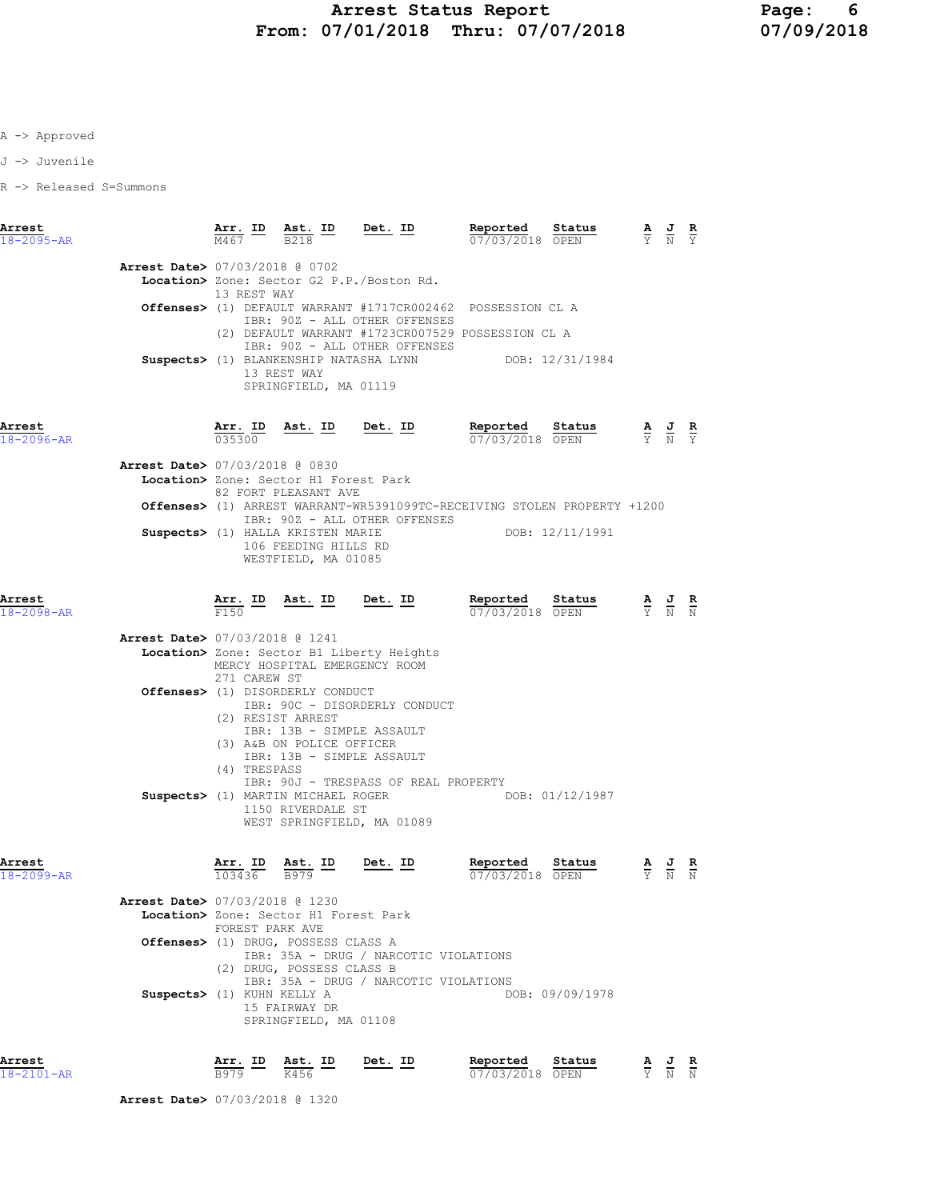A -> Approved

J -> Juvenile

R -> Released S=Summons

| Arrest | Arr. ID | Ast. ID | Det. ID | Reported | Status | A | J | R |
|---|---|---|---|---|---|---|---|---|
| 18-2095-AR | M467 | B218 | | 07/03/2018 | OPEN | Y | N | Y |

**Arrest Date>** 07/03/2018 @ 0702
**Location>** Zone: Sector G2 P.P./Boston Rd.
13 REST WAY
**Offenses>** (1) DEFAULT WARRANT #1717CR002462 POSSESSION CL A
IBR: 90Z - ALL OTHER OFFENSES
(2) DEFAULT WARRANT #1723CR007529 POSSESSION CL A
IBR: 90Z - ALL OTHER OFFENSES
**Suspects>** (1) BLANKENSHIP NATASHA LYNN DOB: 12/31/1984
13 REST WAY
SPRINGFIELD, MA 01119

| Arrest | Arr. ID | Ast. ID | Det. ID | Reported | Status | A | J | R |
|---|---|---|---|---|---|---|---|---|
| 18-2096-AR | 035300 | | | 07/03/2018 | OPEN | Y | N | Y |

**Arrest Date>** 07/03/2018 @ 0830
**Location>** Zone: Sector H1 Forest Park
82 FORT PLEASANT AVE
**Offenses>** (1) ARREST WARRANT-WR5391099TC-RECEIVING STOLEN PROPERTY +1200
IBR: 90Z - ALL OTHER OFFENSES
**Suspects>** (1) HALLA KRISTEN MARIE DOB: 12/11/1991
106 FEEDING HILLS RD
WESTFIELD, MA 01085

| Arrest | Arr. ID | Ast. ID | Det. ID | Reported | Status | A | J | R |
|---|---|---|---|---|---|---|---|---|
| 18-2098-AR | F150 | | | 07/03/2018 | OPEN | Y | N | N |

**Arrest Date>** 07/03/2018 @ 1241
**Location>** Zone: Sector B1 Liberty Heights
MERCY HOSPITAL EMERGENCY ROOM
271 CAREW ST
**Offenses>** (1) DISORDERLY CONDUCT
IBR: 90C - DISORDERLY CONDUCT
(2) RESIST ARREST
IBR: 13B - SIMPLE ASSAULT
(3) A&B ON POLICE OFFICER
IBR: 13B - SIMPLE ASSAULT
(4) TRESPASS
IBR: 90J - TRESPASS OF REAL PROPERTY
**Suspects>** (1) MARTIN MICHAEL ROGER DOB: 01/12/1987
1150 RIVERDALE ST
WEST SPRINGFIELD, MA 01089

| Arrest | Arr. ID | Ast. ID | Det. ID | Reported | Status | A | J | R |
|---|---|---|---|---|---|---|---|---|
| 18-2099-AR | 103436 | B979 | | 07/03/2018 | OPEN | Y | N | N |

**Arrest Date>** 07/03/2018 @ 1230
**Location>** Zone: Sector H1 Forest Park
FOREST PARK AVE
**Offenses>** (1) DRUG, POSSESS CLASS A
IBR: 35A - DRUG / NARCOTIC VIOLATIONS
(2) DRUG, POSSESS CLASS B
IBR: 35A - DRUG / NARCOTIC VIOLATIONS
**Suspects>** (1) KUHN KELLY A DOB: 09/09/1978
15 FAIRWAY DR
SPRINGFIELD, MA 01108

| Arrest | Arr. ID | Ast. ID | Det. ID | Reported | Status | A | J | R |
|---|---|---|---|---|---|---|---|---|
| 18-2101-AR | B979 | K456 | | 07/03/2018 | OPEN | Y | N | N |

**Arrest Date>** 07/03/2018 @ 1320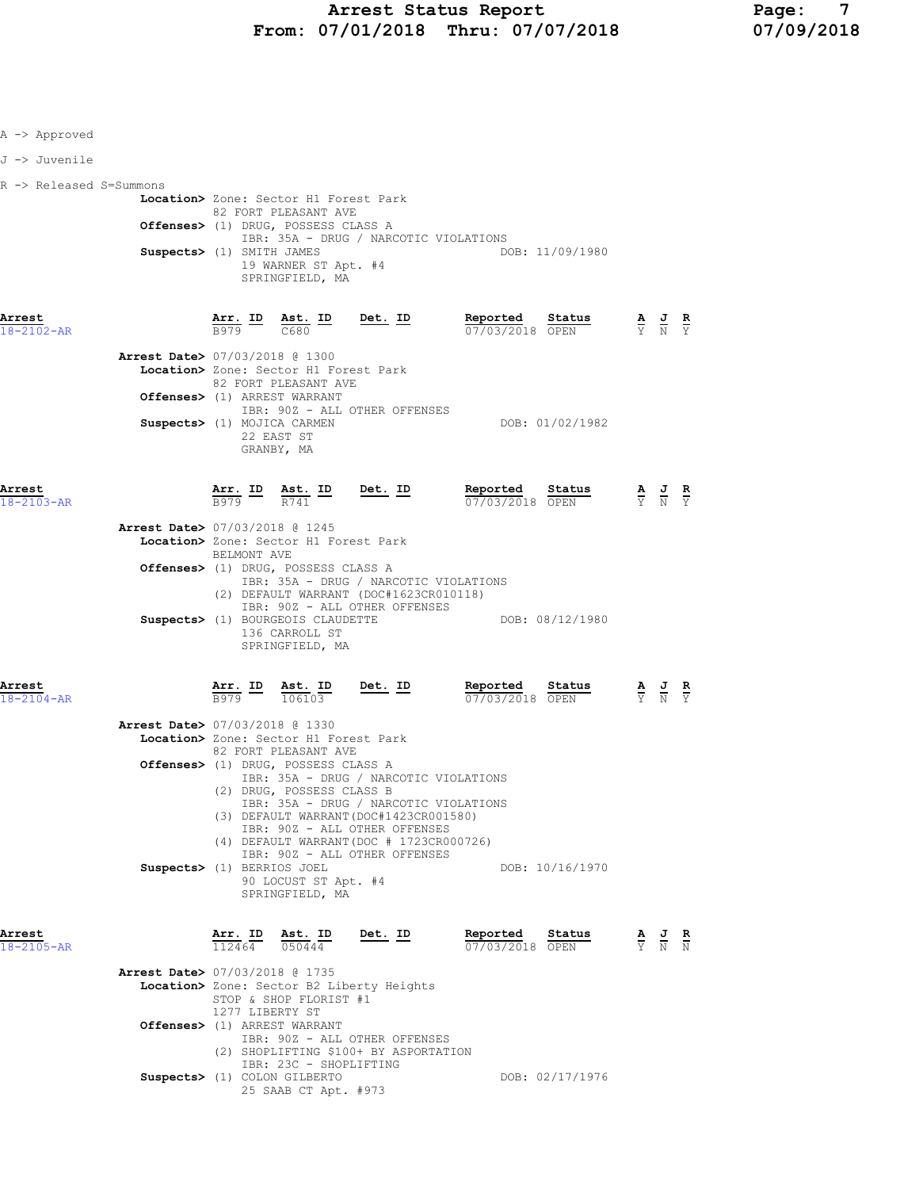A -> Approved

J -> Juvenile

R -> Released S=Summons

**Location>** Zone: Sector H1 Forest Park
82 FORT PLEASANT AVE
**Offenses>** (1) DRUG, POSSESS CLASS A
IBR: 35A - DRUG / NARCOTIC VIOLATIONS
**Suspects>** (1) SMITH JAMES DOB: 11/09/1980
19 WARNER ST Apt. #4
SPRINGFIELD, MA

| Arrest | Arr. ID | Ast. ID | Det. ID | Reported | Status | A | J | R |
|---|---|---|---|---|---|---|---|---|
| 18-2102-AR | B979 | C680 | | 07/03/2018 | OPEN | Y | N | Y |

**Arrest Date>** 07/03/2018 @ 1300
**Location>** Zone: Sector H1 Forest Park
82 FORT PLEASANT AVE
**Offenses>** (1) ARREST WARRANT
IBR: 90Z - ALL OTHER OFFENSES
**Suspects>** (1) MOJICA CARMEN DOB: 01/02/1982
22 EAST ST
GRANBY, MA

| Arrest | Arr. ID | Ast. ID | Det. ID | Reported | Status | A | J | R |
|---|---|---|---|---|---|---|---|---|
| 18-2103-AR | B979 | R741 | | 07/03/2018 | OPEN | Y | N | Y |

**Arrest Date>** 07/03/2018 @ 1245
**Location>** Zone: Sector H1 Forest Park
BELMONT AVE
**Offenses>** (1) DRUG, POSSESS CLASS A
IBR: 35A - DRUG / NARCOTIC VIOLATIONS
(2) DEFAULT WARRANT (DOC#1623CR010118)
IBR: 90Z - ALL OTHER OFFENSES
**Suspects>** (1) BOURGEOIS CLAUDETTE DOB: 08/12/1980
136 CARROLL ST
SPRINGFIELD, MA

| Arrest | Arr. ID | Ast. ID | Det. ID | Reported | Status | A | J | R |
|---|---|---|---|---|---|---|---|---|
| 18-2104-AR | B979 | 106103 | | 07/03/2018 | OPEN | Y | N | Y |

**Arrest Date>** 07/03/2018 @ 1330
**Location>** Zone: Sector H1 Forest Park
82 FORT PLEASANT AVE
**Offenses>** (1) DRUG, POSSESS CLASS A
IBR: 35A - DRUG / NARCOTIC VIOLATIONS
(2) DRUG, POSSESS CLASS B
IBR: 35A - DRUG / NARCOTIC VIOLATIONS
(3) DEFAULT WARRANT(DOC#1423CR001580)
IBR: 90Z - ALL OTHER OFFENSES
(4) DEFAULT WARRANT(DOC # 1723CR000726)
IBR: 90Z - ALL OTHER OFFENSES
**Suspects>** (1) BERRIOS JOEL DOB: 10/16/1970
90 LOCUST ST Apt. #4
SPRINGFIELD, MA

| Arrest | Arr. ID | Ast. ID | Det. ID | Reported | Status | A | J | R |
|---|---|---|---|---|---|---|---|---|
| 18-2105-AR | 112464 | 050444 | | 07/03/2018 | OPEN | Y | N | N |

**Arrest Date>** 07/03/2018 @ 1735
**Location>** Zone: Sector B2 Liberty Heights
STOP & SHOP FLORIST #1
1277 LIBERTY ST
**Offenses>** (1) ARREST WARRANT
IBR: 90Z - ALL OTHER OFFENSES
(2) SHOPLIFTING $100+ BY ASPORTATION
IBR: 23C - SHOPLIFTING
**Suspects>** (1) COLON GILBERTO DOB: 02/17/1976
25 SAAB CT Apt. #973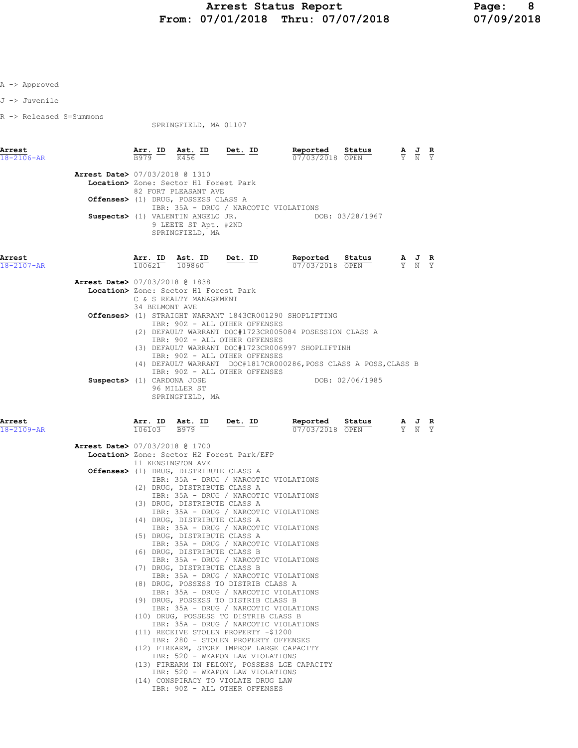A -> Approved

J -> Juvenile

R -> Released S=Summons

SPRINGFIELD, MA 01107

| Arrest | Arr. ID | Ast. ID | Det. ID | Reported | Status | A | J | R |
|---|---|---|---|---|---|---|---|---|
| 18-2106-AR | B979 | K456 | | 07/03/2018 | OPEN | Y | N | Y |

**Arrest Date>** 07/03/2018 @ 1310
**Location>** Zone: Sector H1 Forest Park
82 FORT PLEASANT AVE
**Offenses>** (1) DRUG, POSSESS CLASS A
IBR: 35A - DRUG / NARCOTIC VIOLATIONS
**Suspects>** (1) VALENTIN ANGELO JR. DOB: 03/28/1967
9 LEETE ST Apt. #2ND
SPRINGFIELD, MA

| Arrest | Arr. ID | Ast. ID | Det. ID | Reported | Status | A | J | R |
|---|---|---|---|---|---|---|---|---|
| 18-2107-AR | 100621 | 109860 | | 07/03/2018 | OPEN | Y | N | Y |

**Arrest Date>** 07/03/2018 @ 1838
**Location>** Zone: Sector H1 Forest Park
C & S REALTY MANAGEMENT
34 BELMONT AVE
**Offenses>** (1) STRAIGHT WARRANT 1843CR001290 SHOPLIFTING
IBR: 90Z - ALL OTHER OFFENSES
(2) DEFAULT WARRANT DOC#1723CR005084 POSESSION CLASS A
IBR: 90Z - ALL OTHER OFFENSES
(3) DEFAULT WARRANT DOC#1723CR006997 SHOPLIFTINH
IBR: 90Z - ALL OTHER OFFENSES
(4) DEFAULT WARRANT DOC#1817CR000286,POSS CLASS A POSS,CLASS B
IBR: 90Z - ALL OTHER OFFENSES
**Suspects>** (1) CARDONA JOSE DOB: 02/06/1985
96 MILLER ST
SPRINGFIELD, MA

| Arrest | Arr. ID | Ast. ID | Det. ID | Reported | Status | A | J | R |
|---|---|---|---|---|---|---|---|---|
| 18-2109-AR | 106103 | B979 | | 07/03/2018 | OPEN | Y | N | Y |

**Arrest Date>** 07/03/2018 @ 1700
**Location>** Zone: Sector H2 Forest Park/EFP
11 KENSINGTON AVE
**Offenses>** (1) DRUG, DISTRIBUTE CLASS A
IBR: 35A - DRUG / NARCOTIC VIOLATIONS
(2) DRUG, DISTRIBUTE CLASS A
IBR: 35A - DRUG / NARCOTIC VIOLATIONS
(3) DRUG, DISTRIBUTE CLASS A
IBR: 35A - DRUG / NARCOTIC VIOLATIONS
(4) DRUG, DISTRIBUTE CLASS A
IBR: 35A - DRUG / NARCOTIC VIOLATIONS
(5) DRUG, DISTRIBUTE CLASS A
IBR: 35A - DRUG / NARCOTIC VIOLATIONS
(6) DRUG, DISTRIBUTE CLASS B
IBR: 35A - DRUG / NARCOTIC VIOLATIONS
(7) DRUG, DISTRIBUTE CLASS B
IBR: 35A - DRUG / NARCOTIC VIOLATIONS
(8) DRUG, POSSESS TO DISTRIB CLASS A
IBR: 35A - DRUG / NARCOTIC VIOLATIONS
(9) DRUG, POSSESS TO DISTRIB CLASS B
IBR: 35A - DRUG / NARCOTIC VIOLATIONS
(10) DRUG, POSSESS TO DISTRIB CLASS B
IBR: 35A - DRUG / NARCOTIC VIOLATIONS
(11) RECEIVE STOLEN PROPERTY -$1200
IBR: 280 - STOLEN PROPERTY OFFENSES
(12) FIREARM, STORE IMPROP LARGE CAPACITY
IBR: 520 - WEAPON LAW VIOLATIONS
(13) FIREARM IN FELONY, POSSESS LGE CAPACITY
IBR: 520 - WEAPON LAW VIOLATIONS
(14) CONSPIRACY TO VIOLATE DRUG LAW
IBR: 90Z - ALL OTHER OFFENSES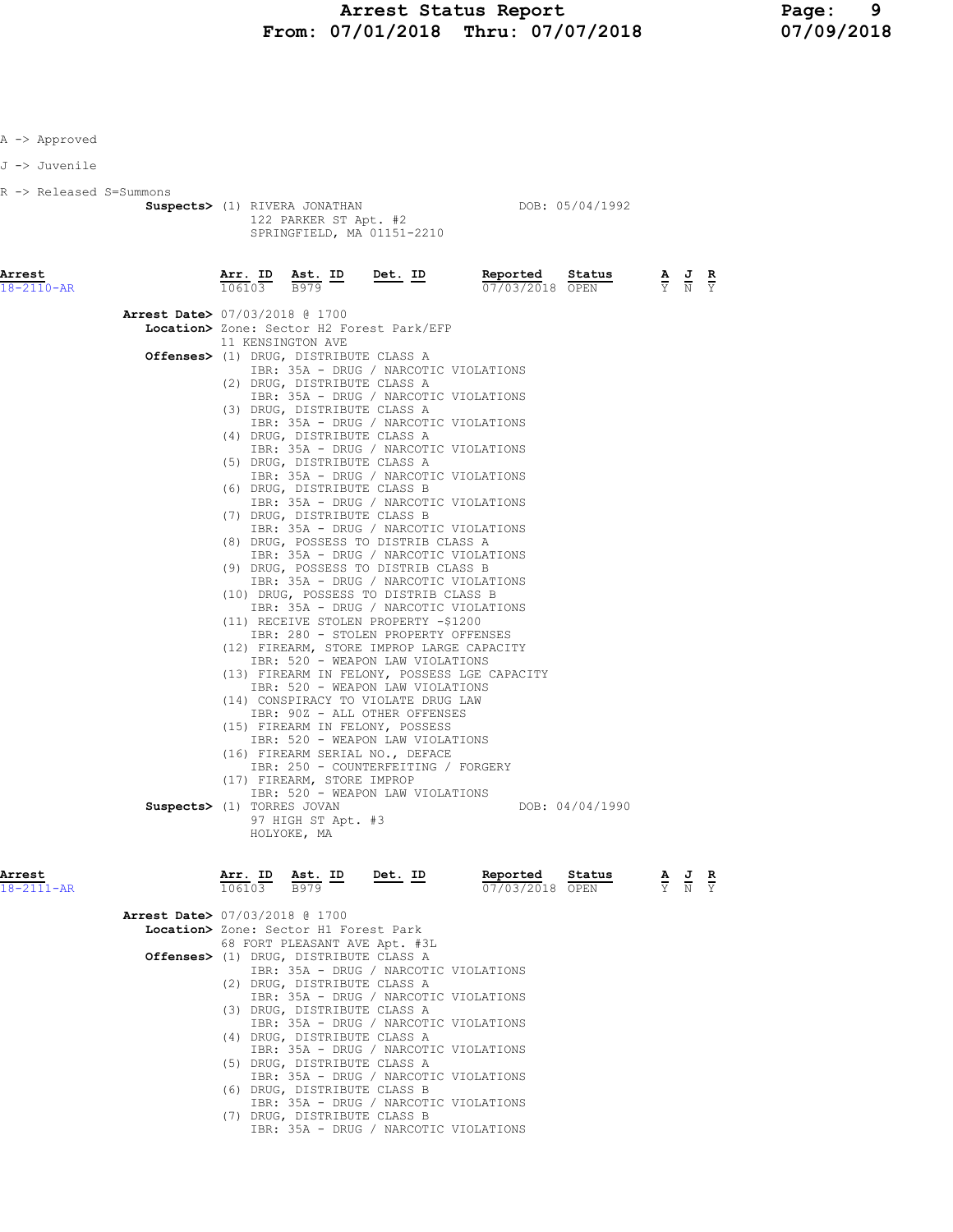A -> Approved

J -> Juvenile

R -> Released S=Summons

**Suspects>** (1) RIVERA JONATHAN DOB: 05/04/1992
122 PARKER ST Apt. #2
SPRINGFIELD, MA 01151-2210

| Arrest | Arr. ID | Ast. ID | Det. ID | Reported | Status | A | J | R |
|---|---|---|---|---|---|---|---|---|
| 18-2110-AR | 106103 | B979 | | 07/03/2018 | OPEN | Y | N | Y |

**Arrest Date>** 07/03/2018 @ 1700
**Location>** Zone: Sector H2 Forest Park/EFP
11 KENSINGTON AVE
**Offenses>**
(1) DRUG, DISTRIBUTE CLASS A
IBR: 35A - DRUG / NARCOTIC VIOLATIONS
(2) DRUG, DISTRIBUTE CLASS A
IBR: 35A - DRUG / NARCOTIC VIOLATIONS
(3) DRUG, DISTRIBUTE CLASS A
IBR: 35A - DRUG / NARCOTIC VIOLATIONS
(4) DRUG, DISTRIBUTE CLASS A
IBR: 35A - DRUG / NARCOTIC VIOLATIONS
(5) DRUG, DISTRIBUTE CLASS A
IBR: 35A - DRUG / NARCOTIC VIOLATIONS
(6) DRUG, DISTRIBUTE CLASS B
IBR: 35A - DRUG / NARCOTIC VIOLATIONS
(7) DRUG, DISTRIBUTE CLASS B
IBR: 35A - DRUG / NARCOTIC VIOLATIONS
(8) DRUG, POSSESS TO DISTRIB CLASS A
IBR: 35A - DRUG / NARCOTIC VIOLATIONS
(9) DRUG, POSSESS TO DISTRIB CLASS B
IBR: 35A - DRUG / NARCOTIC VIOLATIONS
(10) DRUG, POSSESS TO DISTRIB CLASS B
IBR: 35A - DRUG / NARCOTIC VIOLATIONS
(11) RECEIVE STOLEN PROPERTY -$1200
IBR: 280 - STOLEN PROPERTY OFFENSES
(12) FIREARM, STORE IMPROP LARGE CAPACITY
IBR: 520 - WEAPON LAW VIOLATIONS
(13) FIREARM IN FELONY, POSSESS LGE CAPACITY
IBR: 520 - WEAPON LAW VIOLATIONS
(14) CONSPIRACY TO VIOLATE DRUG LAW
IBR: 90Z - ALL OTHER OFFENSES
(15) FIREARM IN FELONY, POSSESS
IBR: 520 - WEAPON LAW VIOLATIONS
(16) FIREARM SERIAL NO., DEFACE
IBR: 250 - COUNTERFEITING / FORGERY
(17) FIREARM, STORE IMPROP
IBR: 520 - WEAPON LAW VIOLATIONS

**Suspects>** (1) TORRES JOVAN DOB: 04/04/1990
97 HIGH ST Apt. #3
HOLYOKE, MA

| Arrest | Arr. ID | Ast. ID | Det. ID | Reported | Status | A | J | R |
|---|---|---|---|---|---|---|---|---|
| 18-2111-AR | 106103 | B979 | | 07/03/2018 | OPEN | Y | N | Y |

**Arrest Date>** 07/03/2018 @ 1700
**Location>** Zone: Sector H1 Forest Park
68 FORT PLEASANT AVE Apt. #3L
**Offenses>**
(1) DRUG, DISTRIBUTE CLASS A
IBR: 35A - DRUG / NARCOTIC VIOLATIONS
(2) DRUG, DISTRIBUTE CLASS A
IBR: 35A - DRUG / NARCOTIC VIOLATIONS
(3) DRUG, DISTRIBUTE CLASS A
IBR: 35A - DRUG / NARCOTIC VIOLATIONS
(4) DRUG, DISTRIBUTE CLASS A
IBR: 35A - DRUG / NARCOTIC VIOLATIONS
(5) DRUG, DISTRIBUTE CLASS A
IBR: 35A - DRUG / NARCOTIC VIOLATIONS
(6) DRUG, DISTRIBUTE CLASS B
IBR: 35A - DRUG / NARCOTIC VIOLATIONS
(7) DRUG, DISTRIBUTE CLASS B
IBR: 35A - DRUG / NARCOTIC VIOLATIONS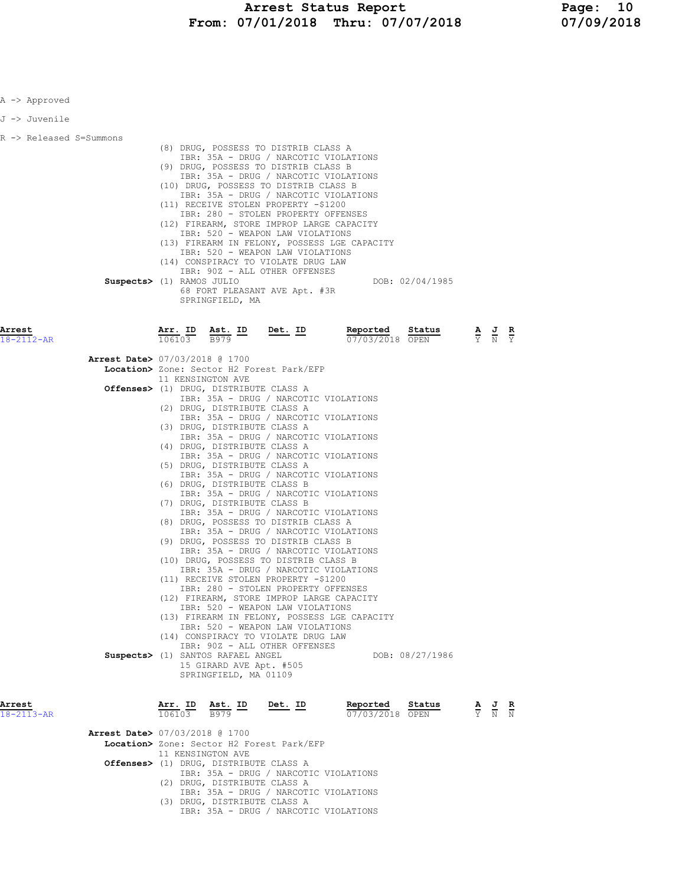A -> Approved

J -> Juvenile

R -> Released S=Summons

(8) DRUG, POSSESS TO DISTRIB CLASS A
IBR: 35A - DRUG / NARCOTIC VIOLATIONS
(9) DRUG, POSSESS TO DISTRIB CLASS B
IBR: 35A - DRUG / NARCOTIC VIOLATIONS
(10) DRUG, POSSESS TO DISTRIB CLASS B
IBR: 35A - DRUG / NARCOTIC VIOLATIONS
(11) RECEIVE STOLEN PROPERTY -$1200
IBR: 280 - STOLEN PROPERTY OFFENSES
(12) FIREARM, STORE IMPROP LARGE CAPACITY
IBR: 520 - WEAPON LAW VIOLATIONS
(13) FIREARM IN FELONY, POSSESS LGE CAPACITY
IBR: 520 - WEAPON LAW VIOLATIONS
(14) CONSPIRACY TO VIOLATE DRUG LAW
IBR: 90Z - ALL OTHER OFFENSES

**Suspects>** (1) RAMOS JULIO DOB: 02/04/1985
68 FORT PLEASANT AVE Apt. #3R
SPRINGFIELD, MA

| Arrest | Arr. ID | Ast. ID | Det. ID | Reported | Status | A | J | R |
|---|---|---|---|---|---|---|---|---|
| 18-2112-AR | 106103 | B979 | | 07/03/2018 | OPEN | Y | N | Y |

**Arrest Date>** 07/03/2018 @ 1700
**Location>** Zone: Sector H2 Forest Park/EFP
11 KENSINGTON AVE
**Offenses>** (1) DRUG, DISTRIBUTE CLASS A
IBR: 35A - DRUG / NARCOTIC VIOLATIONS
(2) DRUG, DISTRIBUTE CLASS A
IBR: 35A - DRUG / NARCOTIC VIOLATIONS
(3) DRUG, DISTRIBUTE CLASS A
IBR: 35A - DRUG / NARCOTIC VIOLATIONS
(4) DRUG, DISTRIBUTE CLASS A
IBR: 35A - DRUG / NARCOTIC VIOLATIONS
(5) DRUG, DISTRIBUTE CLASS A
IBR: 35A - DRUG / NARCOTIC VIOLATIONS
(6) DRUG, DISTRIBUTE CLASS B
IBR: 35A - DRUG / NARCOTIC VIOLATIONS
(7) DRUG, DISTRIBUTE CLASS B
IBR: 35A - DRUG / NARCOTIC VIOLATIONS
(8) DRUG, POSSESS TO DISTRIB CLASS A
IBR: 35A - DRUG / NARCOTIC VIOLATIONS
(9) DRUG, POSSESS TO DISTRIB CLASS B
IBR: 35A - DRUG / NARCOTIC VIOLATIONS
(10) DRUG, POSSESS TO DISTRIB CLASS B
IBR: 35A - DRUG / NARCOTIC VIOLATIONS
(11) RECEIVE STOLEN PROPERTY -$1200
IBR: 280 - STOLEN PROPERTY OFFENSES
(12) FIREARM, STORE IMPROP LARGE CAPACITY
IBR: 520 - WEAPON LAW VIOLATIONS
(13) FIREARM IN FELONY, POSSESS LGE CAPACITY
IBR: 520 - WEAPON LAW VIOLATIONS
(14) CONSPIRACY TO VIOLATE DRUG LAW
IBR: 90Z - ALL OTHER OFFENSES
**Suspects>** (1) SANTOS RAFAEL ANGEL DOB: 08/27/1986
15 GIRARD AVE Apt. #505
SPRINGFIELD, MA 01109

| Arrest | Arr. ID | Ast. ID | Det. ID | Reported | Status | A | J | R |
|---|---|---|---|---|---|---|---|---|
| 18-2113-AR | 106103 | B979 | | 07/03/2018 | OPEN | Y | N | N |

**Arrest Date>** 07/03/2018 @ 1700
**Location>** Zone: Sector H2 Forest Park/EFP
11 KENSINGTON AVE
**Offenses>** (1) DRUG, DISTRIBUTE CLASS A
IBR: 35A - DRUG / NARCOTIC VIOLATIONS
(2) DRUG, DISTRIBUTE CLASS A
IBR: 35A - DRUG / NARCOTIC VIOLATIONS
(3) DRUG, DISTRIBUTE CLASS A
IBR: 35A - DRUG / NARCOTIC VIOLATIONS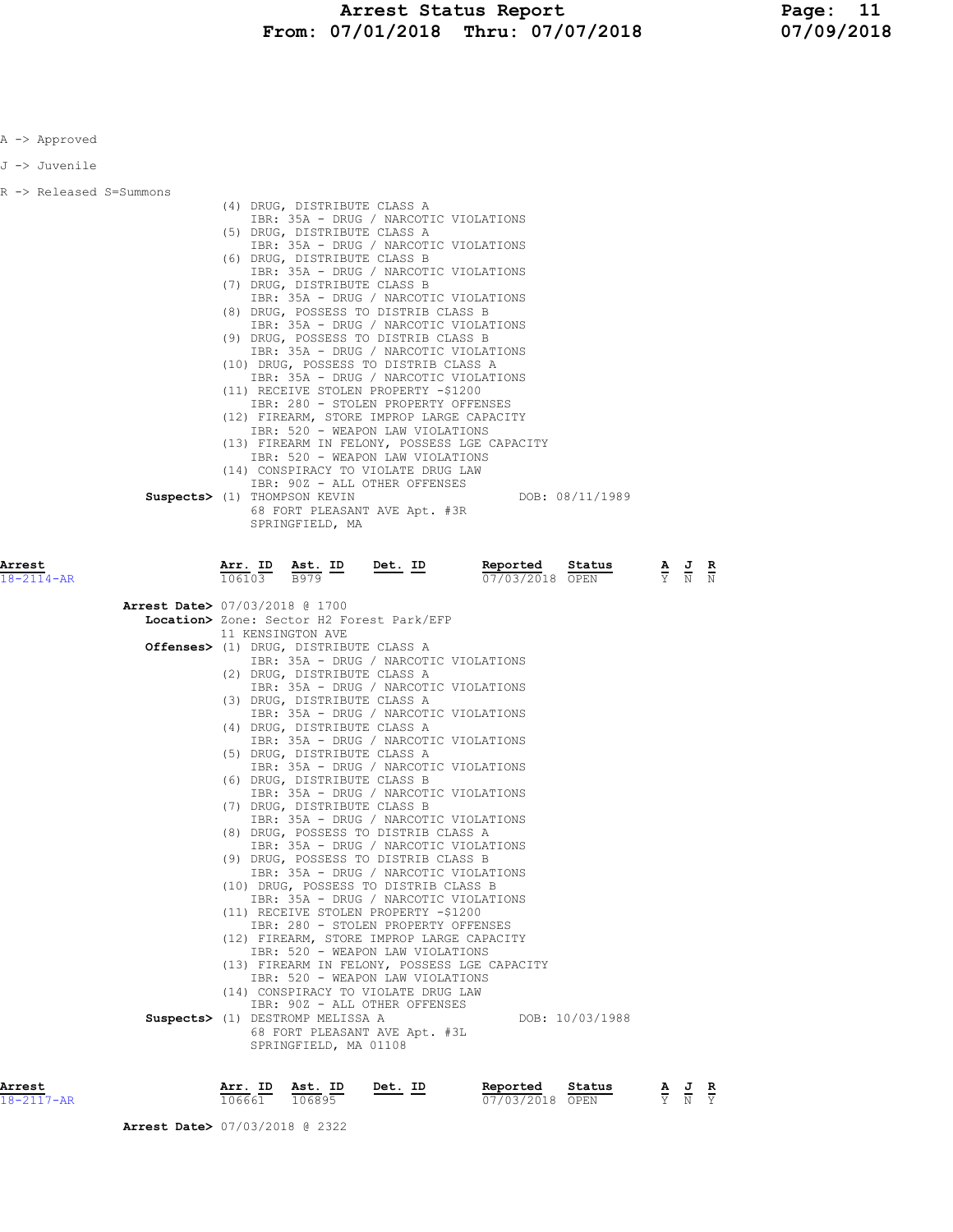A -> Approved

J -> Juvenile

R -> Released S=Summons

(4) DRUG, DISTRIBUTE CLASS A
IBR: 35A - DRUG / NARCOTIC VIOLATIONS
(5) DRUG, DISTRIBUTE CLASS A
IBR: 35A - DRUG / NARCOTIC VIOLATIONS
(6) DRUG, DISTRIBUTE CLASS B
IBR: 35A - DRUG / NARCOTIC VIOLATIONS
(7) DRUG, DISTRIBUTE CLASS B
IBR: 35A - DRUG / NARCOTIC VIOLATIONS
(8) DRUG, POSSESS TO DISTRIB CLASS B
IBR: 35A - DRUG / NARCOTIC VIOLATIONS
(9) DRUG, POSSESS TO DISTRIB CLASS B
IBR: 35A - DRUG / NARCOTIC VIOLATIONS
(10) DRUG, POSSESS TO DISTRIB CLASS A
IBR: 35A - DRUG / NARCOTIC VIOLATIONS
(11) RECEIVE STOLEN PROPERTY -$1200
IBR: 280 - STOLEN PROPERTY OFFENSES
(12) FIREARM, STORE IMPROP LARGE CAPACITY
IBR: 520 - WEAPON LAW VIOLATIONS
(13) FIREARM IN FELONY, POSSESS LGE CAPACITY
IBR: 520 - WEAPON LAW VIOLATIONS
(14) CONSPIRACY TO VIOLATE DRUG LAW
IBR: 90Z - ALL OTHER OFFENSES

**Suspects>** (1) THOMPSON KEVIN DOB: 08/11/1989
68 FORT PLEASANT AVE Apt. #3R
SPRINGFIELD, MA

| Arrest | Arr. ID | Ast. ID | Det. ID | Reported | Status | A | J | R |
|---|---|---|---|---|---|---|---|---|
| 18-2114-AR | 106103 | B979 | | 07/03/2018 | OPEN | Y | N | N |

**Arrest Date>** 07/03/2018 @ 1700
**Location>** Zone: Sector H2 Forest Park/EFP
11 KENSINGTON AVE
**Offenses>** (1) DRUG, DISTRIBUTE CLASS A
IBR: 35A - DRUG / NARCOTIC VIOLATIONS
(2) DRUG, DISTRIBUTE CLASS A
IBR: 35A - DRUG / NARCOTIC VIOLATIONS
(3) DRUG, DISTRIBUTE CLASS A
IBR: 35A - DRUG / NARCOTIC VIOLATIONS
(4) DRUG, DISTRIBUTE CLASS A
IBR: 35A - DRUG / NARCOTIC VIOLATIONS
(5) DRUG, DISTRIBUTE CLASS A
IBR: 35A - DRUG / NARCOTIC VIOLATIONS
(6) DRUG, DISTRIBUTE CLASS B
IBR: 35A - DRUG / NARCOTIC VIOLATIONS
(7) DRUG, DISTRIBUTE CLASS B
IBR: 35A - DRUG / NARCOTIC VIOLATIONS
(8) DRUG, POSSESS TO DISTRIB CLASS A
IBR: 35A - DRUG / NARCOTIC VIOLATIONS
(9) DRUG, POSSESS TO DISTRIB CLASS B
IBR: 35A - DRUG / NARCOTIC VIOLATIONS
(10) DRUG, POSSESS TO DISTRIB CLASS B
IBR: 35A - DRUG / NARCOTIC VIOLATIONS
(11) RECEIVE STOLEN PROPERTY -$1200
IBR: 280 - STOLEN PROPERTY OFFENSES
(12) FIREARM, STORE IMPROP LARGE CAPACITY
IBR: 520 - WEAPON LAW VIOLATIONS
(13) FIREARM IN FELONY, POSSESS LGE CAPACITY
IBR: 520 - WEAPON LAW VIOLATIONS
(14) CONSPIRACY TO VIOLATE DRUG LAW
IBR: 90Z - ALL OTHER OFFENSES

**Suspects>** (1) DESTROMP MELISSA A DOB: 10/03/1988
68 FORT PLEASANT AVE Apt. #3L
SPRINGFIELD, MA 01108

| Arrest | Arr. ID | Ast. ID | Det. ID | Reported | Status | A | J | R |
|---|---|---|---|---|---|---|---|---|
| 18-2117-AR | 106661 | 106895 | | 07/03/2018 | OPEN | Y | N | Y |

**Arrest Date>** 07/03/2018 @ 2322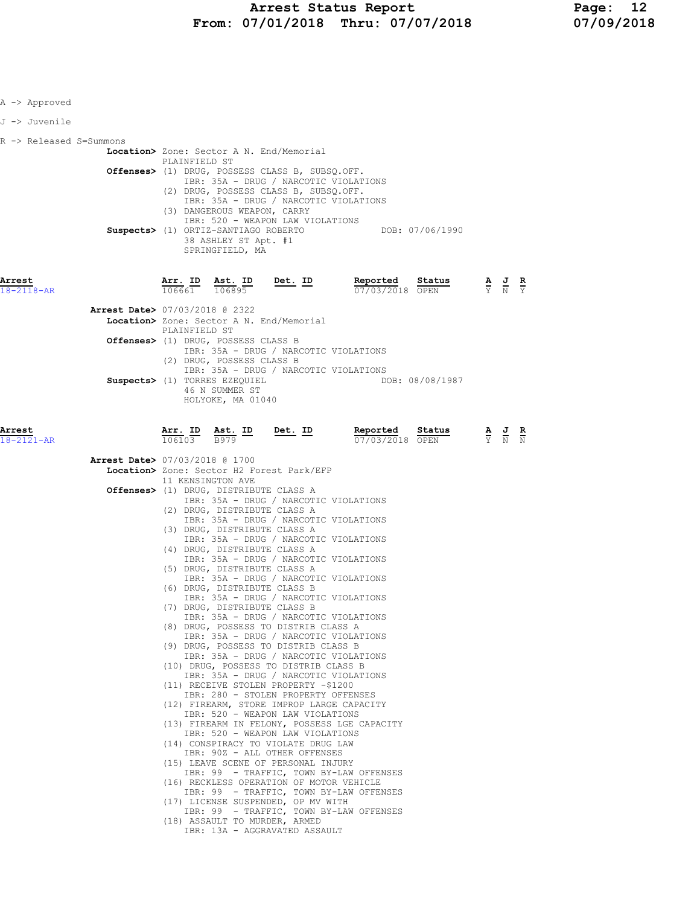A -> Approved

J -> Juvenile

R -> Released S=Summons

**Location>** Zone: Sector A N. End/Memorial
PLAINFIELD ST

**Offenses>** (1) DRUG, POSSESS CLASS B, SUBSQ.OFF.
IBR: 35A - DRUG / NARCOTIC VIOLATIONS
(2) DRUG, POSSESS CLASS B, SUBSQ.OFF.
IBR: 35A - DRUG / NARCOTIC VIOLATIONS
(3) DANGEROUS WEAPON, CARRY
IBR: 520 - WEAPON LAW VIOLATIONS

**Suspects>** (1) ORTIZ-SANTIAGO ROBERTO DOB: 07/06/1990
38 ASHLEY ST Apt. #1
SPRINGFIELD, MA

| Arrest | Arr. ID | Ast. ID | Det. ID | Reported | Status | A | J | R |
|---|---|---|---|---|---|---|---|---|
| 18-2118-AR | 106661 | 106895 | | 07/03/2018 | OPEN | Y | N | Y |

**Arrest Date>** 07/03/2018 @ 2322

**Location>** Zone: Sector A N. End/Memorial
PLAINFIELD ST

**Offenses>** (1) DRUG, POSSESS CLASS B
IBR: 35A - DRUG / NARCOTIC VIOLATIONS
(2) DRUG, POSSESS CLASS B
IBR: 35A - DRUG / NARCOTIC VIOLATIONS

**Suspects>** (1) TORRES EZEQUIEL DOB: 08/08/1987
46 N SUMMER ST
HOLYOKE, MA 01040

| Arrest | Arr. ID | Ast. ID | Det. ID | Reported | Status | A | J | R |
|---|---|---|---|---|---|---|---|---|
| 18-2121-AR | 106103 | B979 | | 07/03/2018 | OPEN | Y | N | N |

**Arrest Date>** 07/03/2018 @ 1700

**Location>** Zone: Sector H2 Forest Park/EFP
11 KENSINGTON AVE

**Offenses>** (1) DRUG, DISTRIBUTE CLASS A
IBR: 35A - DRUG / NARCOTIC VIOLATIONS
(2) DRUG, DISTRIBUTE CLASS A
IBR: 35A - DRUG / NARCOTIC VIOLATIONS
(3) DRUG, DISTRIBUTE CLASS A
IBR: 35A - DRUG / NARCOTIC VIOLATIONS
(4) DRUG, DISTRIBUTE CLASS A
IBR: 35A - DRUG / NARCOTIC VIOLATIONS
(5) DRUG, DISTRIBUTE CLASS A
IBR: 35A - DRUG / NARCOTIC VIOLATIONS
(6) DRUG, DISTRIBUTE CLASS B
IBR: 35A - DRUG / NARCOTIC VIOLATIONS
(7) DRUG, DISTRIBUTE CLASS B
IBR: 35A - DRUG / NARCOTIC VIOLATIONS
(8) DRUG, POSSESS TO DISTRIB CLASS A
IBR: 35A - DRUG / NARCOTIC VIOLATIONS
(9) DRUG, POSSESS TO DISTRIB CLASS B
IBR: 35A - DRUG / NARCOTIC VIOLATIONS
(10) DRUG, POSSESS TO DISTRIB CLASS B
IBR: 35A - DRUG / NARCOTIC VIOLATIONS
(11) RECEIVE STOLEN PROPERTY -$1200
IBR: 280 - STOLEN PROPERTY OFFENSES
(12) FIREARM, STORE IMPROP LARGE CAPACITY
IBR: 520 - WEAPON LAW VIOLATIONS
(13) FIREARM IN FELONY, POSSESS LGE CAPACITY
IBR: 520 - WEAPON LAW VIOLATIONS
(14) CONSPIRACY TO VIOLATE DRUG LAW
IBR: 90Z - ALL OTHER OFFENSES
(15) LEAVE SCENE OF PERSONAL INJURY
IBR: 99 - TRAFFIC, TOWN BY-LAW OFFENSES
(16) RECKLESS OPERATION OF MOTOR VEHICLE
IBR: 99 - TRAFFIC, TOWN BY-LAW OFFENSES
(17) LICENSE SUSPENDED, OP MV WITH
IBR: 99 - TRAFFIC, TOWN BY-LAW OFFENSES
(18) ASSAULT TO MURDER, ARMED
IBR: 13A - AGGRAVATED ASSAULT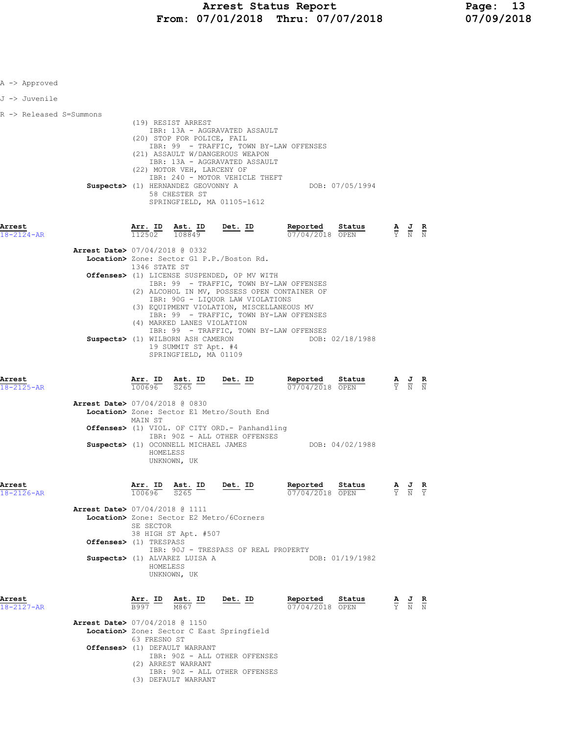A -> Approved

J -> Juvenile

R -> Released S=Summons

(19) RESIST ARREST
IBR: 13A - AGGRAVATED ASSAULT
(20) STOP FOR POLICE, FAIL
IBR: 99 - TRAFFIC, TOWN BY-LAW OFFENSES
(21) ASSAULT W/DANGEROUS WEAPON
IBR: 13A - AGGRAVATED ASSAULT
(22) MOTOR VEH, LARCENY OF
IBR: 240 - MOTOR VEHICLE THEFT

**Suspects>** (1) HERNANDEZ GEOVONNY A — DOB: 07/05/1994
58 CHESTER ST
SPRINGFIELD, MA 01105-1612

| Arrest | Arr. ID | Ast. ID | Det. ID | Reported | Status | A | J | R |
|---|---|---|---|---|---|---|---|---|
| 18-2124-AR | 112502 | 108849 | | 07/04/2018 | OPEN | Y | N | N |

**Arrest Date>** 07/04/2018 @ 0332
**Location>** Zone: Sector G1 P.P./Boston Rd.
1346 STATE ST
**Offenses>** (1) LICENSE SUSPENDED, OP MV WITH
IBR: 99 - TRAFFIC, TOWN BY-LAW OFFENSES
(2) ALCOHOL IN MV, POSSESS OPEN CONTAINER OF
IBR: 90G - LIQUOR LAW VIOLATIONS
(3) EQUIPMENT VIOLATION, MISCELLANEOUS MV
IBR: 99 - TRAFFIC, TOWN BY-LAW OFFENSES
(4) MARKED LANES VIOLATION
IBR: 99 - TRAFFIC, TOWN BY-LAW OFFENSES
**Suspects>** (1) WILBORN ASH CAMERON — DOB: 02/18/1988
19 SUMMIT ST Apt. #4
SPRINGFIELD, MA 01109

| Arrest | Arr. ID | Ast. ID | Det. ID | Reported | Status | A | J | R |
|---|---|---|---|---|---|---|---|---|
| 18-2125-AR | 100696 | S265 | | 07/04/2018 | OPEN | Y | N | N |

**Arrest Date>** 07/04/2018 @ 0830
**Location>** Zone: Sector E1 Metro/South End
MAIN ST
**Offenses>** (1) VIOL. OF CITY ORD.- Panhandling
IBR: 90Z - ALL OTHER OFFENSES
**Suspects>** (1) OCONNELL MICHAEL JAMES — DOB: 04/02/1988
HOMELESS
UNKNOWN, UK

| Arrest | Arr. ID | Ast. ID | Det. ID | Reported | Status | A | J | R |
|---|---|---|---|---|---|---|---|---|
| 18-2126-AR | 100696 | S265 | | 07/04/2018 | OPEN | Y | N | Y |

**Arrest Date>** 07/04/2018 @ 1111
**Location>** Zone: Sector E2 Metro/6Corners
SE SECTOR
38 HIGH ST Apt. #507
**Offenses>** (1) TRESPASS
IBR: 90J - TRESPASS OF REAL PROPERTY
**Suspects>** (1) ALVAREZ LUISA A — DOB: 01/19/1982
HOMELESS
UNKNOWN, UK

| Arrest | Arr. ID | Ast. ID | Det. ID | Reported | Status | A | J | R |
|---|---|---|---|---|---|---|---|---|
| 18-2127-AR | B997 | M867 | | 07/04/2018 | OPEN | Y | N | N |

**Arrest Date>** 07/04/2018 @ 1150
**Location>** Zone: Sector C East Springfield
63 FRESNO ST
**Offenses>** (1) DEFAULT WARRANT
IBR: 90Z - ALL OTHER OFFENSES
(2) ARREST WARRANT
IBR: 90Z - ALL OTHER OFFENSES
(3) DEFAULT WARRANT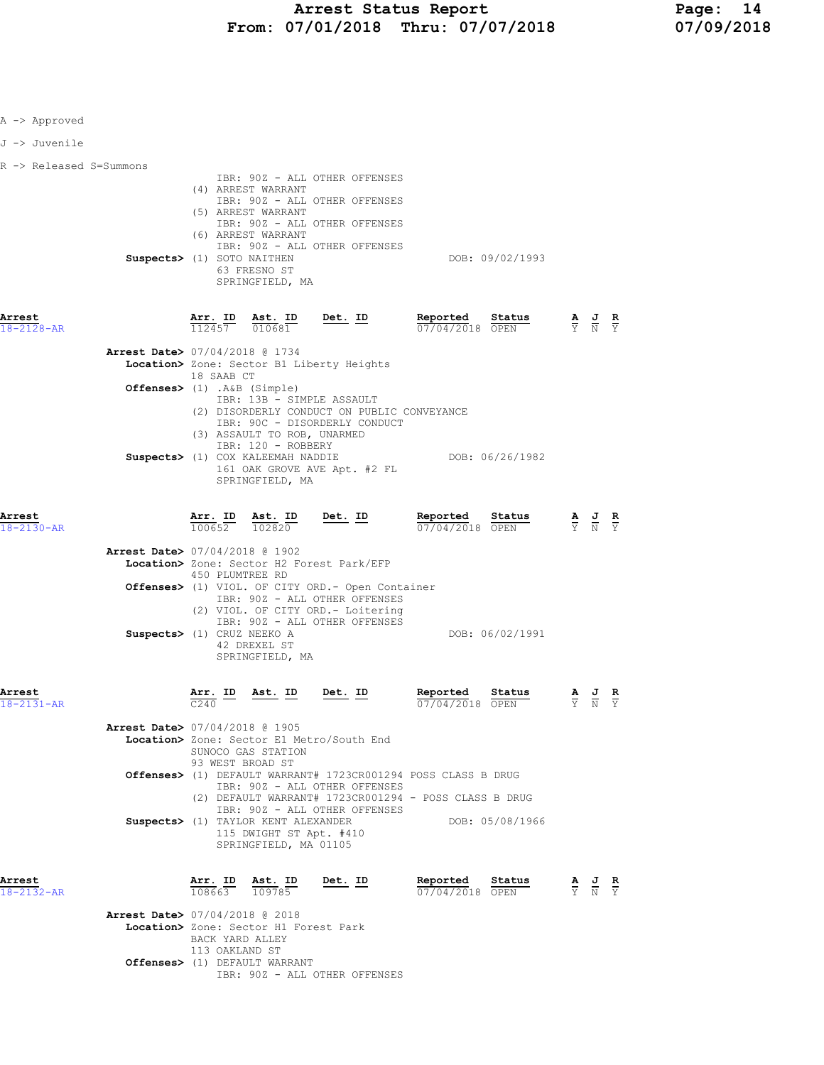A -> Approved

J -> Juvenile

R -> Released S=Summons

IBR: 90Z - ALL OTHER OFFENSES
(4) ARREST WARRANT
IBR: 90Z - ALL OTHER OFFENSES
(5) ARREST WARRANT
IBR: 90Z - ALL OTHER OFFENSES
(6) ARREST WARRANT
IBR: 90Z - ALL OTHER OFFENSES

**Suspects>** (1) SOTO NAITHEN DOB: 09/02/1993
63 FRESNO ST
SPRINGFIELD, MA

| Arrest | Arr. ID | Ast. ID | Det. ID | Reported | Status | A | J | R |
|---|---|---|---|---|---|---|---|---|
| 18-2128-AR | 112457 | 010681 | | 07/04/2018 | OPEN | Y | N | Y |

**Arrest Date>** 07/04/2018 @ 1734
**Location>** Zone: Sector B1 Liberty Heights
18 SAAB CT
**Offenses>** (1) .A&B (Simple)
IBR: 13B - SIMPLE ASSAULT
(2) DISORDERLY CONDUCT ON PUBLIC CONVEYANCE
IBR: 90C - DISORDERLY CONDUCT
(3) ASSAULT TO ROB, UNARMED
IBR: 120 - ROBBERY
**Suspects>** (1) COX KALEEMAH NADDIE DOB: 06/26/1982
161 OAK GROVE AVE Apt. #2 FL
SPRINGFIELD, MA

| Arrest | Arr. ID | Ast. ID | Det. ID | Reported | Status | A | J | R |
|---|---|---|---|---|---|---|---|---|
| 18-2130-AR | 100652 | 102820 | | 07/04/2018 | OPEN | Y | N | Y |

**Arrest Date>** 07/04/2018 @ 1902
**Location>** Zone: Sector H2 Forest Park/EFP
450 PLUMTREE RD
**Offenses>** (1) VIOL. OF CITY ORD.- Open Container
IBR: 90Z - ALL OTHER OFFENSES
(2) VIOL. OF CITY ORD.- Loitering
IBR: 90Z - ALL OTHER OFFENSES
**Suspects>** (1) CRUZ NEEKO A DOB: 06/02/1991
42 DREXEL ST
SPRINGFIELD, MA

| Arrest | Arr. ID | Ast. ID | Det. ID | Reported | Status | A | J | R |
|---|---|---|---|---|---|---|---|---|
| 18-2131-AR | C240 | | | 07/04/2018 | OPEN | Y | N | Y |

**Arrest Date>** 07/04/2018 @ 1905
**Location>** Zone: Sector E1 Metro/South End
SUNOCO GAS STATION
93 WEST BROAD ST
**Offenses>** (1) DEFAULT WARRANT# 1723CR001294 POSS CLASS B DRUG
IBR: 90Z - ALL OTHER OFFENSES
(2) DEFAULT WARRANT# 1723CR001294 - POSS CLASS B DRUG
IBR: 90Z - ALL OTHER OFFENSES
**Suspects>** (1) TAYLOR KENT ALEXANDER DOB: 05/08/1966
115 DWIGHT ST Apt. #410
SPRINGFIELD, MA 01105

| Arrest | Arr. ID | Ast. ID | Det. ID | Reported | Status | A | J | R |
|---|---|---|---|---|---|---|---|---|
| 18-2132-AR | 108663 | 109785 | | 07/04/2018 | OPEN | Y | N | Y |

**Arrest Date>** 07/04/2018 @ 2018
**Location>** Zone: Sector H1 Forest Park
BACK YARD ALLEY
113 OAKLAND ST
**Offenses>** (1) DEFAULT WARRANT
IBR: 90Z - ALL OTHER OFFENSES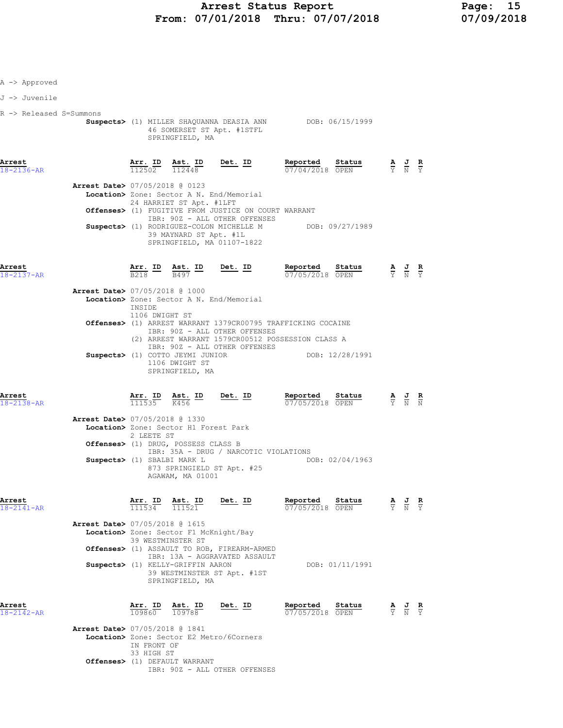A -> Approved

J -> Juvenile

R -> Released S=Summons

**Suspects>** (1) MILLER SHAQUANNA DEASIA ANN DOB: 06/15/1999
46 SOMERSET ST Apt. #1STFL
SPRINGFIELD, MA

| Arrest | Arr. ID | Ast. ID | Det. ID | Reported | Status | A | J | R |
|---|---|---|---|---|---|---|---|---|
| 18-2136-AR | 112502 | 112448 | | 07/04/2018 | OPEN | Y | N | Y |

**Arrest Date>** 07/05/2018 @ 0123
**Location>** Zone: Sector A N. End/Memorial
24 HARRIET ST Apt. #1LFT
**Offenses>** (1) FUGITIVE FROM JUSTICE ON COURT WARRANT
IBR: 90Z - ALL OTHER OFFENSES
**Suspects>** (1) RODRIGUEZ-COLON MICHELLE M DOB: 09/27/1989
39 MAYNARD ST Apt. #1L
SPRINGFIELD, MA 01107-1822

| Arrest | Arr. ID | Ast. ID | Det. ID | Reported | Status | A | J | R |
|---|---|---|---|---|---|---|---|---|
| 18-2137-AR | B218 | B497 | | 07/05/2018 | OPEN | Y | N | Y |

**Arrest Date>** 07/05/2018 @ 1000
**Location>** Zone: Sector A N. End/Memorial
INSIDE
1106 DWIGHT ST
**Offenses>** (1) ARREST WARRANT 1379CR00795 TRAFFICKING COCAINE
IBR: 90Z - ALL OTHER OFFENSES
(2) ARREST WARRANT 1579CR00512 POSSESSION CLASS A
IBR: 90Z - ALL OTHER OFFENSES
**Suspects>** (1) COTTO JEYMI JUNIOR DOB: 12/28/1991
1106 DWIGHT ST
SPRINGFIELD, MA

| Arrest | Arr. ID | Ast. ID | Det. ID | Reported | Status | A | J | R |
|---|---|---|---|---|---|---|---|---|
| 18-2138-AR | 111535 | K456 | | 07/05/2018 | OPEN | Y | N | N |

**Arrest Date>** 07/05/2018 @ 1330
**Location>** Zone: Sector H1 Forest Park
2 LEETE ST
**Offenses>** (1) DRUG, POSSESS CLASS B
IBR: 35A - DRUG / NARCOTIC VIOLATIONS
**Suspects>** (1) SBALBI MARK L DOB: 02/04/1963
873 SPRINGIELD ST Apt. #25
AGAWAM, MA 01001

| Arrest | Arr. ID | Ast. ID | Det. ID | Reported | Status | A | J | R |
|---|---|---|---|---|---|---|---|---|
| 18-2141-AR | 111534 | 111521 | | 07/05/2018 | OPEN | Y | N | Y |

**Arrest Date>** 07/05/2018 @ 1615
**Location>** Zone: Sector F1 McKnight/Bay
39 WESTMINSTER ST
**Offenses>** (1) ASSAULT TO ROB, FIREARM-ARMED
IBR: 13A - AGGRAVATED ASSAULT
**Suspects>** (1) KELLY-GRIFFIN AARON DOB: 01/11/1991
39 WESTMINSTER ST Apt. #1ST
SPRINGFIELD, MA

| Arrest | Arr. ID | Ast. ID | Det. ID | Reported | Status | A | J | R |
|---|---|---|---|---|---|---|---|---|
| 18-2142-AR | 109860 | 109788 | | 07/05/2018 | OPEN | Y | N | Y |

**Arrest Date>** 07/05/2018 @ 1841
**Location>** Zone: Sector E2 Metro/6Corners
IN FRONT OF
33 HIGH ST
**Offenses>** (1) DEFAULT WARRANT
IBR: 90Z - ALL OTHER OFFENSES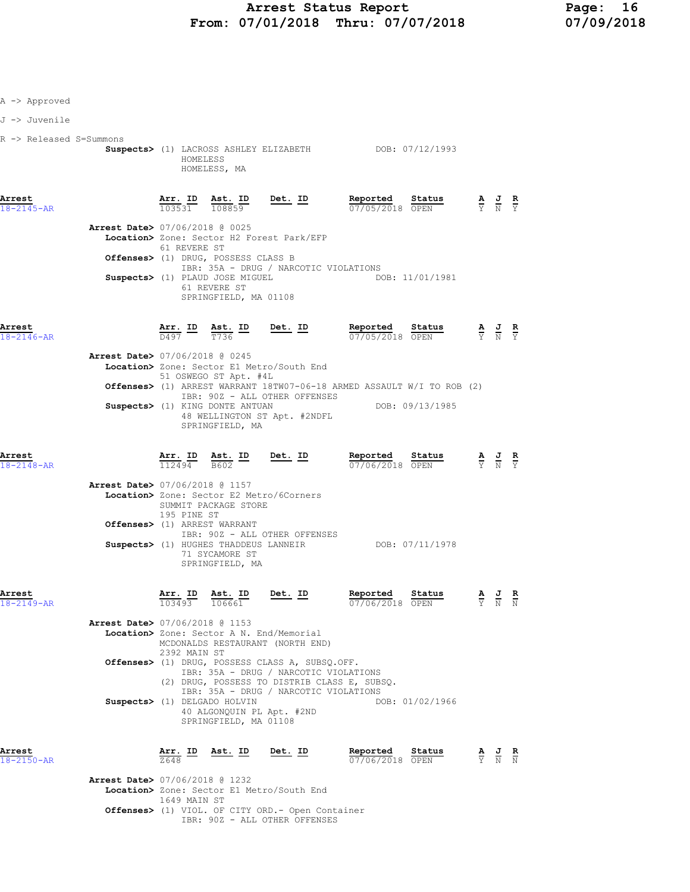A -> Approved

J -> Juvenile

R -> Released S=Summons

**Suspects>** (1) LACROSS ASHLEY ELIZABETH DOB: 07/12/1993
HOMELESS
HOMELESS, MA

| Arrest | Arr. ID | Ast. ID | Det. ID | Reported | Status | A | J | R |
|---|---|---|---|---|---|---|---|---|
| 18-2145-AR | 103531 | 108859 | | 07/05/2018 | OPEN | Y | N | Y |

**Arrest Date>** 07/06/2018 @ 0025
**Location>** Zone: Sector H2 Forest Park/EFP
61 REVERE ST
**Offenses>** (1) DRUG, POSSESS CLASS B
IBR: 35A - DRUG / NARCOTIC VIOLATIONS
**Suspects>** (1) PLAUD JOSE MIGUEL DOB: 11/01/1981
61 REVERE ST
SPRINGFIELD, MA 01108

| Arrest | Arr. ID | Ast. ID | Det. ID | Reported | Status | A | J | R |
|---|---|---|---|---|---|---|---|---|
| 18-2146-AR | D497 | T736 | | 07/05/2018 | OPEN | Y | N | Y |

**Arrest Date>** 07/06/2018 @ 0245
**Location>** Zone: Sector E1 Metro/South End
51 OSWEGO ST Apt. #4L
**Offenses>** (1) ARREST WARRANT 18TW07-06-18 ARMED ASSAULT W/I TO ROB (2)
IBR: 90Z - ALL OTHER OFFENSES
**Suspects>** (1) KING DONTE ANTUAN DOB: 09/13/1985
48 WELLINGTON ST Apt. #2NDFL
SPRINGFIELD, MA

| Arrest | Arr. ID | Ast. ID | Det. ID | Reported | Status | A | J | R |
|---|---|---|---|---|---|---|---|---|
| 18-2148-AR | 112494 | B602 | | 07/06/2018 | OPEN | Y | N | Y |

**Arrest Date>** 07/06/2018 @ 1157
**Location>** Zone: Sector E2 Metro/6Corners
SUMMIT PACKAGE STORE
195 PINE ST
**Offenses>** (1) ARREST WARRANT
IBR: 90Z - ALL OTHER OFFENSES
**Suspects>** (1) HUGHES THADDEUS LANNEIR DOB: 07/11/1978
71 SYCAMORE ST
SPRINGFIELD, MA

| Arrest | Arr. ID | Ast. ID | Det. ID | Reported | Status | A | J | R |
|---|---|---|---|---|---|---|---|---|
| 18-2149-AR | 103493 | 106661 | | 07/06/2018 | OPEN | Y | N | N |

**Arrest Date>** 07/06/2018 @ 1153
**Location>** Zone: Sector A N. End/Memorial
MCDONALDS RESTAURANT (NORTH END)
2392 MAIN ST
**Offenses>** (1) DRUG, POSSESS CLASS A, SUBSQ.OFF.
IBR: 35A - DRUG / NARCOTIC VIOLATIONS
(2) DRUG, POSSESS TO DISTRIB CLASS E, SUBSQ.
IBR: 35A - DRUG / NARCOTIC VIOLATIONS
**Suspects>** (1) DELGADO HOLVIN DOB: 01/02/1966
40 ALGONQUIN PL Apt. #2ND
SPRINGFIELD, MA 01108

| Arrest | Arr. ID | Ast. ID | Det. ID | Reported | Status | A | J | R |
|---|---|---|---|---|---|---|---|---|
| 18-2150-AR | Z648 | | | 07/06/2018 | OPEN | Y | N | N |

**Arrest Date>** 07/06/2018 @ 1232
**Location>** Zone: Sector E1 Metro/South End
1649 MAIN ST
**Offenses>** (1) VIOL. OF CITY ORD.- Open Container
IBR: 90Z - ALL OTHER OFFENSES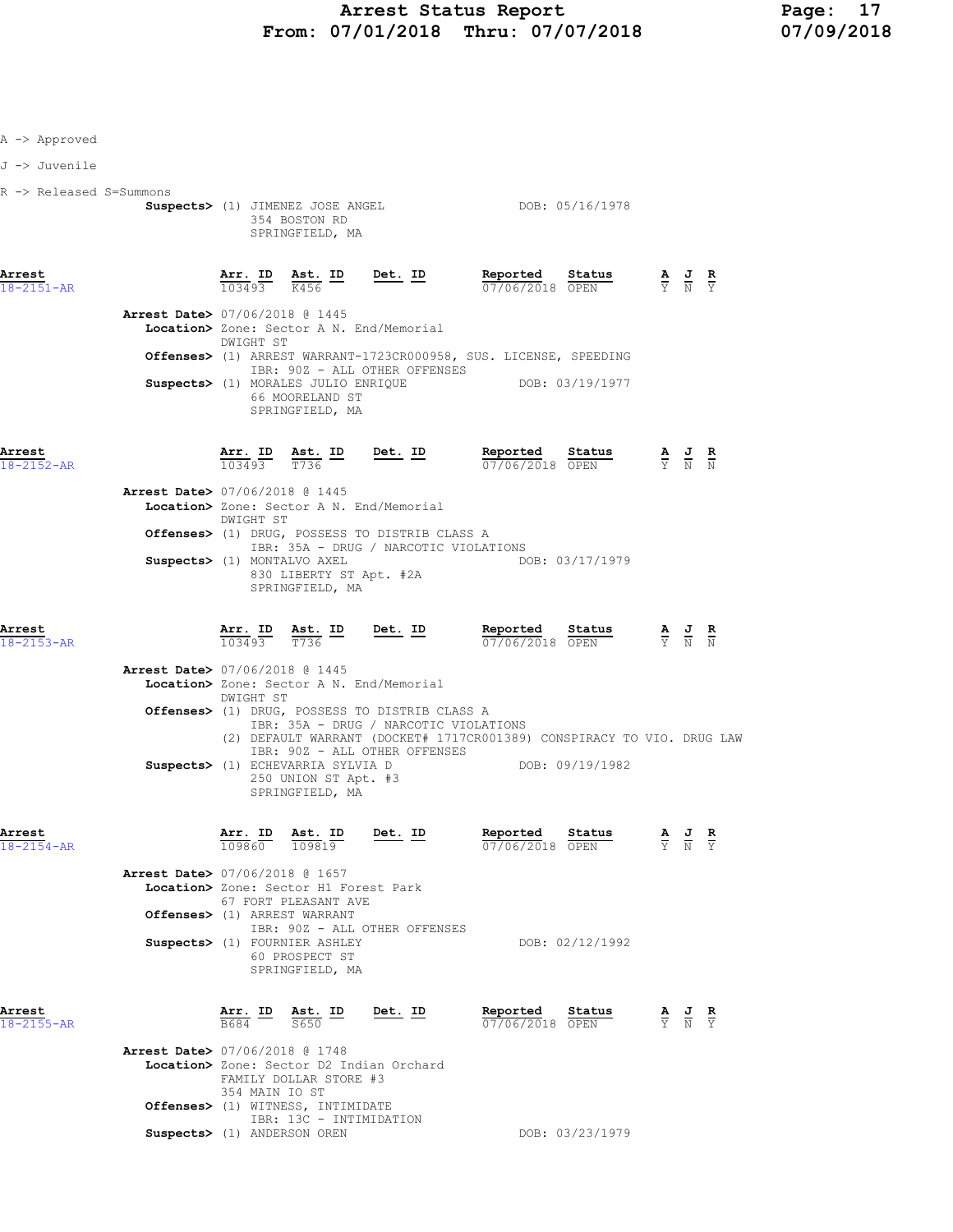A -> Approved

J -> Juvenile

R -> Released S=Summons

**Suspects>** (1) JIMENEZ JOSE ANGEL DOB: 05/16/1978
354 BOSTON RD
SPRINGFIELD, MA

| Arrest | Arr. ID | Ast. ID | Det. ID | Reported | Status | A | J | R |
|---|---|---|---|---|---|---|---|---|
| 18-2151-AR | 103493 | K456 | | 07/06/2018 | OPEN | Y | N | Y |

**Arrest Date>** 07/06/2018 @ 1445
**Location>** Zone: Sector A N. End/Memorial
DWIGHT ST
**Offenses>** (1) ARREST WARRANT-1723CR000958, SUS. LICENSE, SPEEDING
IBR: 90Z - ALL OTHER OFFENSES
**Suspects>** (1) MORALES JULIO ENRIQUE DOB: 03/19/1977
66 MOORELAND ST
SPRINGFIELD, MA

| Arrest | Arr. ID | Ast. ID | Det. ID | Reported | Status | A | J | R |
|---|---|---|---|---|---|---|---|---|
| 18-2152-AR | 103493 | T736 | | 07/06/2018 | OPEN | Y | N | N |

**Arrest Date>** 07/06/2018 @ 1445
**Location>** Zone: Sector A N. End/Memorial
DWIGHT ST
**Offenses>** (1) DRUG, POSSESS TO DISTRIB CLASS A
IBR: 35A - DRUG / NARCOTIC VIOLATIONS
**Suspects>** (1) MONTALVO AXEL DOB: 03/17/1979
830 LIBERTY ST Apt. #2A
SPRINGFIELD, MA

| Arrest | Arr. ID | Ast. ID | Det. ID | Reported | Status | A | J | R |
|---|---|---|---|---|---|---|---|---|
| 18-2153-AR | 103493 | T736 | | 07/06/2018 | OPEN | Y | N | N |

**Arrest Date>** 07/06/2018 @ 1445
**Location>** Zone: Sector A N. End/Memorial
DWIGHT ST
**Offenses>** (1) DRUG, POSSESS TO DISTRIB CLASS A
IBR: 35A - DRUG / NARCOTIC VIOLATIONS
(2) DEFAULT WARRANT (DOCKET# 1717CR001389) CONSPIRACY TO VIO. DRUG LAW
IBR: 90Z - ALL OTHER OFFENSES
**Suspects>** (1) ECHEVARRIA SYLVIA D DOB: 09/19/1982
250 UNION ST Apt. #3
SPRINGFIELD, MA

| Arrest | Arr. ID | Ast. ID | Det. ID | Reported | Status | A | J | R |
|---|---|---|---|---|---|---|---|---|
| 18-2154-AR | 109860 | 109819 | | 07/06/2018 | OPEN | Y | N | Y |

**Arrest Date>** 07/06/2018 @ 1657
**Location>** Zone: Sector H1 Forest Park
67 FORT PLEASANT AVE
**Offenses>** (1) ARREST WARRANT
IBR: 90Z - ALL OTHER OFFENSES
**Suspects>** (1) FOURNIER ASHLEY DOB: 02/12/1992
60 PROSPECT ST
SPRINGFIELD, MA

| Arrest | Arr. ID | Ast. ID | Det. ID | Reported | Status | A | J | R |
|---|---|---|---|---|---|---|---|---|
| 18-2155-AR | B684 | S650 | | 07/06/2018 | OPEN | Y | N | Y |

**Arrest Date>** 07/06/2018 @ 1748
**Location>** Zone: Sector D2 Indian Orchard
FAMILY DOLLAR STORE #3
354 MAIN IO ST
**Offenses>** (1) WITNESS, INTIMIDATE
IBR: 13C - INTIMIDATION
**Suspects>** (1) ANDERSON OREN DOB: 03/23/1979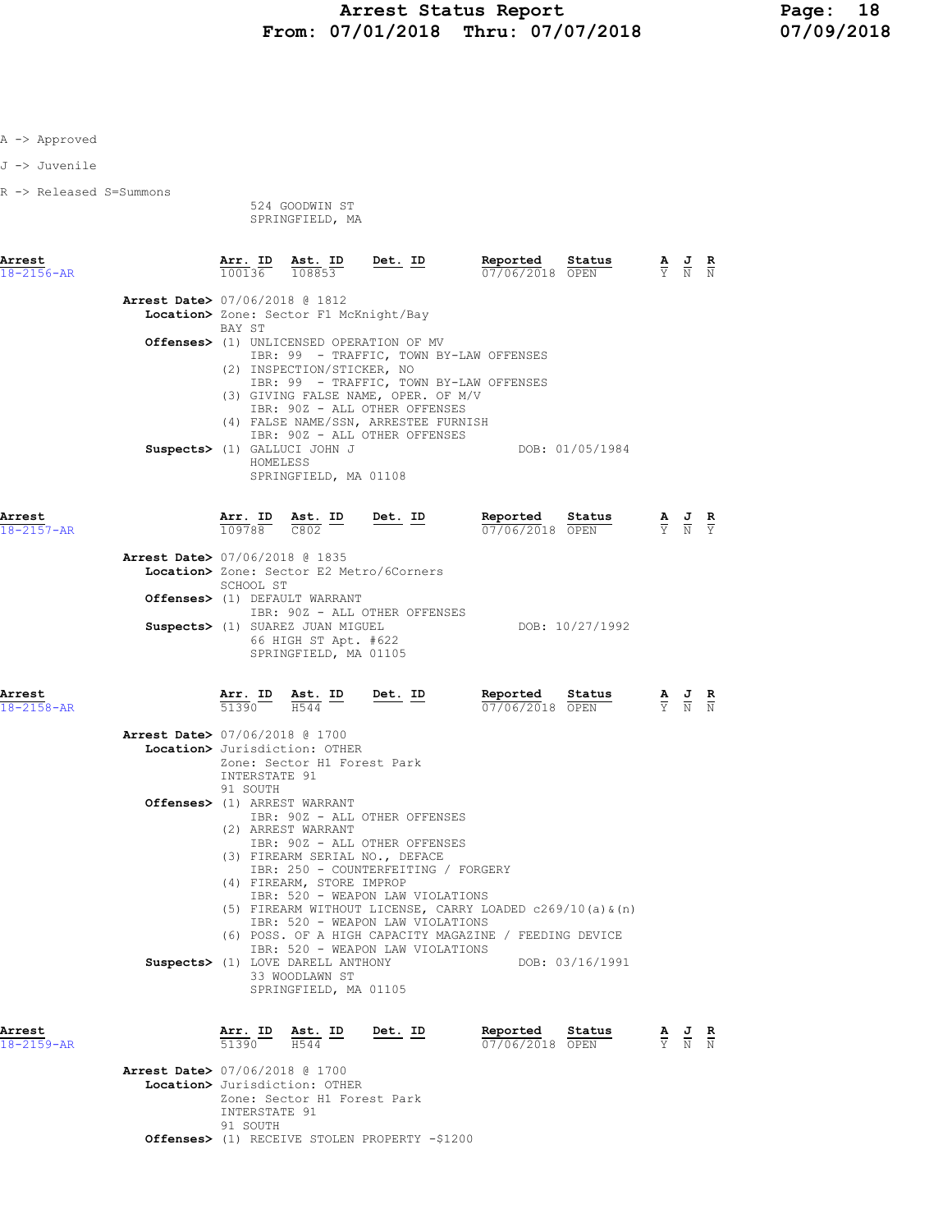A -> Approved

J -> Juvenile

R -> Released S=Summons

524 GOODWIN ST
SPRINGFIELD, MA

| Arrest | Arr. ID | Ast. ID | Det. ID | Reported | Status | A | J | R |
|---|---|---|---|---|---|---|---|---|
| 18-2156-AR | 100136 | 108853 | | 07/06/2018 | OPEN | Y | N | N |

**Arrest Date>** 07/06/2018 @ 1812
**Location>** Zone: Sector F1 McKnight/Bay
BAY ST
**Offenses>** (1) UNLICENSED OPERATION OF MV
IBR: 99 - TRAFFIC, TOWN BY-LAW OFFENSES
(2) INSPECTION/STICKER, NO
IBR: 99 - TRAFFIC, TOWN BY-LAW OFFENSES
(3) GIVING FALSE NAME, OPER. OF M/V
IBR: 90Z - ALL OTHER OFFENSES
(4) FALSE NAME/SSN, ARRESTEE FURNISH
IBR: 90Z - ALL OTHER OFFENSES
**Suspects>** (1) GALLUCI JOHN J DOB: 01/05/1984
HOMELESS
SPRINGFIELD, MA 01108

| Arrest | Arr. ID | Ast. ID | Det. ID | Reported | Status | A | J | R |
|---|---|---|---|---|---|---|---|---|
| 18-2157-AR | 109788 | C802 | | 07/06/2018 | OPEN | Y | N | Y |

**Arrest Date>** 07/06/2018 @ 1835
**Location>** Zone: Sector E2 Metro/6Corners
SCHOOL ST
**Offenses>** (1) DEFAULT WARRANT
IBR: 90Z - ALL OTHER OFFENSES
**Suspects>** (1) SUAREZ JUAN MIGUEL DOB: 10/27/1992
66 HIGH ST Apt. #622
SPRINGFIELD, MA 01105

| Arrest | Arr. ID | Ast. ID | Det. ID | Reported | Status | A | J | R |
|---|---|---|---|---|---|---|---|---|
| 18-2158-AR | 51390 | H544 | | 07/06/2018 | OPEN | Y | N | N |

**Arrest Date>** 07/06/2018 @ 1700
**Location>** Jurisdiction: OTHER
Zone: Sector H1 Forest Park
INTERSTATE 91
91 SOUTH
**Offenses>** (1) ARREST WARRANT
IBR: 90Z - ALL OTHER OFFENSES
(2) ARREST WARRANT
IBR: 90Z - ALL OTHER OFFENSES
(3) FIREARM SERIAL NO., DEFACE
IBR: 250 - COUNTERFEITING / FORGERY
(4) FIREARM, STORE IMPROP
IBR: 520 - WEAPON LAW VIOLATIONS
(5) FIREARM WITHOUT LICENSE, CARRY LOADED c269/10(a)&(n)
IBR: 520 - WEAPON LAW VIOLATIONS
(6) POSS. OF A HIGH CAPACITY MAGAZINE / FEEDING DEVICE
IBR: 520 - WEAPON LAW VIOLATIONS
**Suspects>** (1) LOVE DARELL ANTHONY DOB: 03/16/1991
33 WOODLAWN ST
SPRINGFIELD, MA 01105

| Arrest | Arr. ID | Ast. ID | Det. ID | Reported | Status | A | J | R |
|---|---|---|---|---|---|---|---|---|
| 18-2159-AR | 51390 | H544 | | 07/06/2018 | OPEN | Y | N | N |

**Arrest Date>** 07/06/2018 @ 1700
**Location>** Jurisdiction: OTHER
Zone: Sector H1 Forest Park
INTERSTATE 91
91 SOUTH
**Offenses>** (1) RECEIVE STOLEN PROPERTY -$1200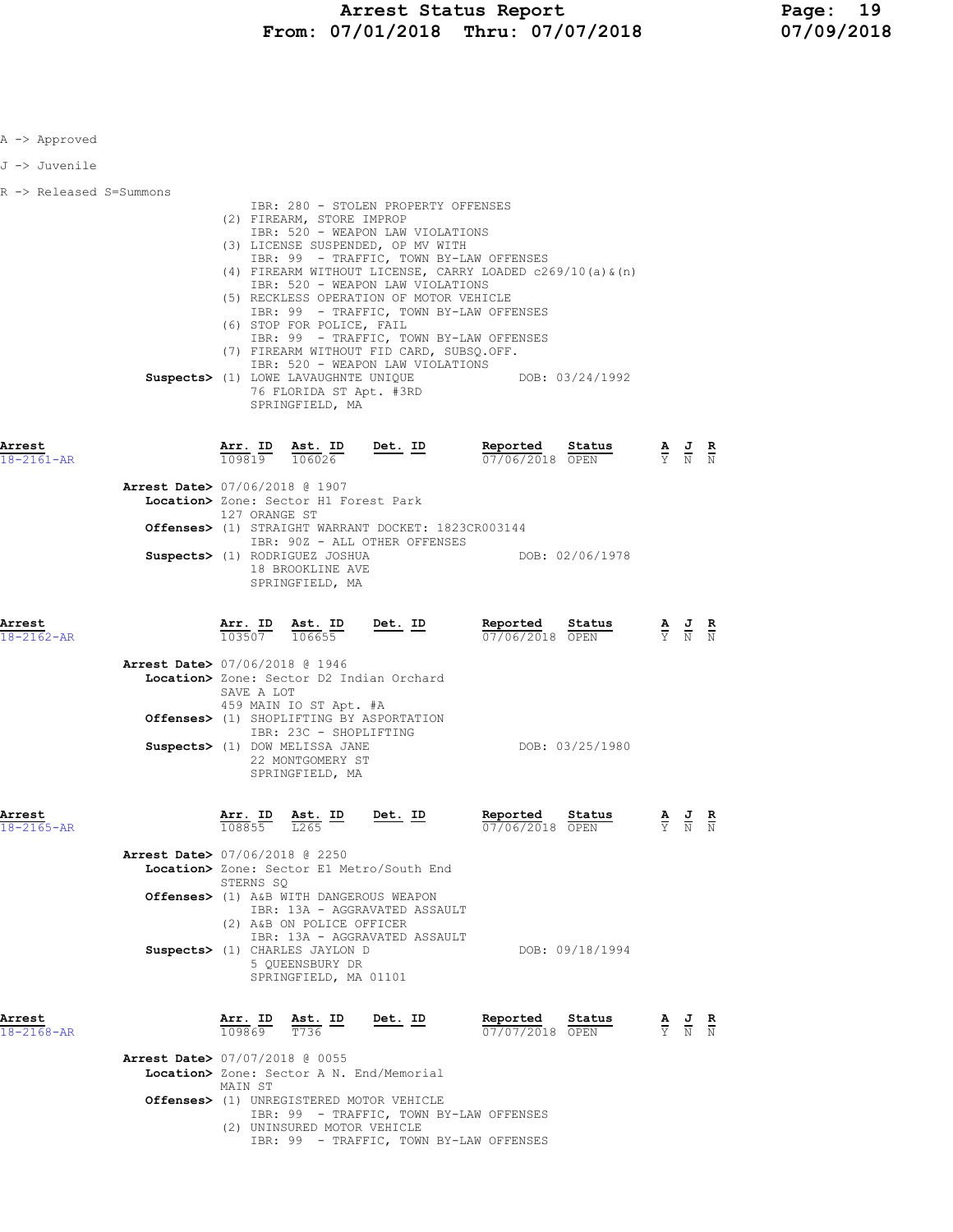A -> Approved

J -> Juvenile

R -> Released S=Summons

IBR: 280 - STOLEN PROPERTY OFFENSES
(2) FIREARM, STORE IMPROP
IBR: 520 - WEAPON LAW VIOLATIONS
(3) LICENSE SUSPENDED, OP MV WITH
IBR: 99 - TRAFFIC, TOWN BY-LAW OFFENSES
(4) FIREARM WITHOUT LICENSE, CARRY LOADED c269/10(a)&(n)
IBR: 520 - WEAPON LAW VIOLATIONS
(5) RECKLESS OPERATION OF MOTOR VEHICLE
IBR: 99 - TRAFFIC, TOWN BY-LAW OFFENSES
(6) STOP FOR POLICE, FAIL
IBR: 99 - TRAFFIC, TOWN BY-LAW OFFENSES
(7) FIREARM WITHOUT FID CARD, SUBSQ.OFF.
IBR: 520 - WEAPON LAW VIOLATIONS

**Suspects>** (1) LOWE LAVAUGHNTE UNIQUE DOB: 03/24/1992
76 FLORIDA ST Apt. #3RD
SPRINGFIELD, MA

| Arrest | Arr. ID | Ast. ID | Det. ID | Reported | Status | A | J | R |
|---|---|---|---|---|---|---|---|---|
| 18-2161-AR | 109819 | 106026 | | 07/06/2018 | OPEN | Y | N | N |

**Arrest Date>** 07/06/2018 @ 1907
**Location>** Zone: Sector H1 Forest Park
127 ORANGE ST
**Offenses>** (1) STRAIGHT WARRANT DOCKET: 1823CR003144
IBR: 90Z - ALL OTHER OFFENSES
**Suspects>** (1) RODRIGUEZ JOSHUA DOB: 02/06/1978
18 BROOKLINE AVE
SPRINGFIELD, MA

| Arrest | Arr. ID | Ast. ID | Det. ID | Reported | Status | A | J | R |
|---|---|---|---|---|---|---|---|---|
| 18-2162-AR | 103507 | 106655 | | 07/06/2018 | OPEN | Y | N | N |

**Arrest Date>** 07/06/2018 @ 1946
**Location>** Zone: Sector D2 Indian Orchard
SAVE A LOT
459 MAIN IO ST Apt. #A
**Offenses>** (1) SHOPLIFTING BY ASPORTATION
IBR: 23C - SHOPLIFTING
**Suspects>** (1) DOW MELISSA JANE DOB: 03/25/1980
22 MONTGOMERY ST
SPRINGFIELD, MA

| Arrest | Arr. ID | Ast. ID | Det. ID | Reported | Status | A | J | R |
|---|---|---|---|---|---|---|---|---|
| 18-2165-AR | 108855 | L265 | | 07/06/2018 | OPEN | Y | N | N |

**Arrest Date>** 07/06/2018 @ 2250
**Location>** Zone: Sector E1 Metro/South End
STERNS SQ
**Offenses>** (1) A&B WITH DANGEROUS WEAPON
IBR: 13A - AGGRAVATED ASSAULT
(2) A&B ON POLICE OFFICER
IBR: 13A - AGGRAVATED ASSAULT
**Suspects>** (1) CHARLES JAYLON D DOB: 09/18/1994
5 QUEENSBURY DR
SPRINGFIELD, MA 01101

| Arrest | Arr. ID | Ast. ID | Det. ID | Reported | Status | A | J | R |
|---|---|---|---|---|---|---|---|---|
| 18-2168-AR | 109869 | T736 | | 07/07/2018 | OPEN | Y | N | N |

**Arrest Date>** 07/07/2018 @ 0055
**Location>** Zone: Sector A N. End/Memorial
MAIN ST
**Offenses>** (1) UNREGISTERED MOTOR VEHICLE
IBR: 99 - TRAFFIC, TOWN BY-LAW OFFENSES
(2) UNINSURED MOTOR VEHICLE
IBR: 99 - TRAFFIC, TOWN BY-LAW OFFENSES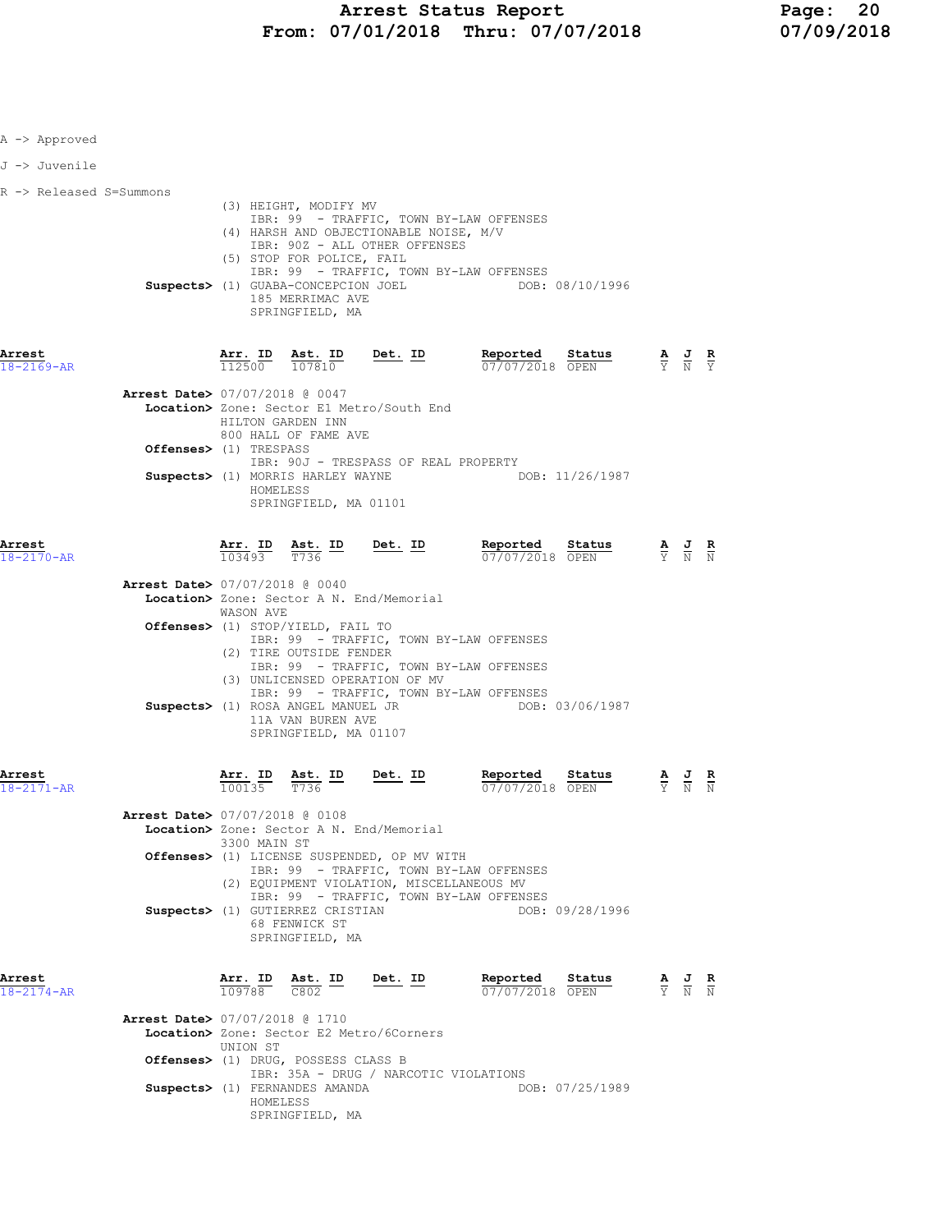A -> Approved

J -> Juvenile

R -> Released S=Summons

(3) HEIGHT, MODIFY MV
IBR: 99 - TRAFFIC, TOWN BY-LAW OFFENSES
(4) HARSH AND OBJECTIONABLE NOISE, M/V
IBR: 90Z - ALL OTHER OFFENSES
(5) STOP FOR POLICE, FAIL
IBR: 99 - TRAFFIC, TOWN BY-LAW OFFENSES

**Suspects>** (1) GUABA-CONCEPCION JOEL    DOB: 08/10/1996
185 MERRIMAC AVE
SPRINGFIELD, MA

| Arrest | Arr. ID | Ast. ID | Det. ID | Reported | Status | A | J | R |
|---|---|---|---|---|---|---|---|---|
| 18-2169-AR | 112500 | 107810 | | 07/07/2018 | OPEN | Y | N | Y |

**Arrest Date>** 07/07/2018 @ 0047
**Location>** Zone: Sector E1 Metro/South End
HILTON GARDEN INN
800 HALL OF FAME AVE
**Offenses>** (1) TRESPASS
IBR: 90J - TRESPASS OF REAL PROPERTY
**Suspects>** (1) MORRIS HARLEY WAYNE    DOB: 11/26/1987
HOMELESS
SPRINGFIELD, MA 01101

| Arrest | Arr. ID | Ast. ID | Det. ID | Reported | Status | A | J | R |
|---|---|---|---|---|---|---|---|---|
| 18-2170-AR | 103493 | T736 | | 07/07/2018 | OPEN | Y | N | N |

**Arrest Date>** 07/07/2018 @ 0040
**Location>** Zone: Sector A N. End/Memorial
WASON AVE
**Offenses>** (1) STOP/YIELD, FAIL TO
IBR: 99 - TRAFFIC, TOWN BY-LAW OFFENSES
(2) TIRE OUTSIDE FENDER
IBR: 99 - TRAFFIC, TOWN BY-LAW OFFENSES
(3) UNLICENSED OPERATION OF MV
IBR: 99 - TRAFFIC, TOWN BY-LAW OFFENSES
**Suspects>** (1) ROSA ANGEL MANUEL JR    DOB: 03/06/1987
11A VAN BUREN AVE
SPRINGFIELD, MA 01107

| Arrest | Arr. ID | Ast. ID | Det. ID | Reported | Status | A | J | R |
|---|---|---|---|---|---|---|---|---|
| 18-2171-AR | 100135 | T736 | | 07/07/2018 | OPEN | Y | N | N |

**Arrest Date>** 07/07/2018 @ 0108
**Location>** Zone: Sector A N. End/Memorial
3300 MAIN ST
**Offenses>** (1) LICENSE SUSPENDED, OP MV WITH
IBR: 99 - TRAFFIC, TOWN BY-LAW OFFENSES
(2) EQUIPMENT VIOLATION, MISCELLANEOUS MV
IBR: 99 - TRAFFIC, TOWN BY-LAW OFFENSES
**Suspects>** (1) GUTIERREZ CRISTIAN    DOB: 09/28/1996
68 FENWICK ST
SPRINGFIELD, MA

| Arrest | Arr. ID | Ast. ID | Det. ID | Reported | Status | A | J | R |
|---|---|---|---|---|---|---|---|---|
| 18-2174-AR | 109788 | C802 | | 07/07/2018 | OPEN | Y | N | N |

**Arrest Date>** 07/07/2018 @ 1710
**Location>** Zone: Sector E2 Metro/6Corners
UNION ST
**Offenses>** (1) DRUG, POSSESS CLASS B
IBR: 35A - DRUG / NARCOTIC VIOLATIONS
**Suspects>** (1) FERNANDES AMANDA    DOB: 07/25/1989
HOMELESS
SPRINGFIELD, MA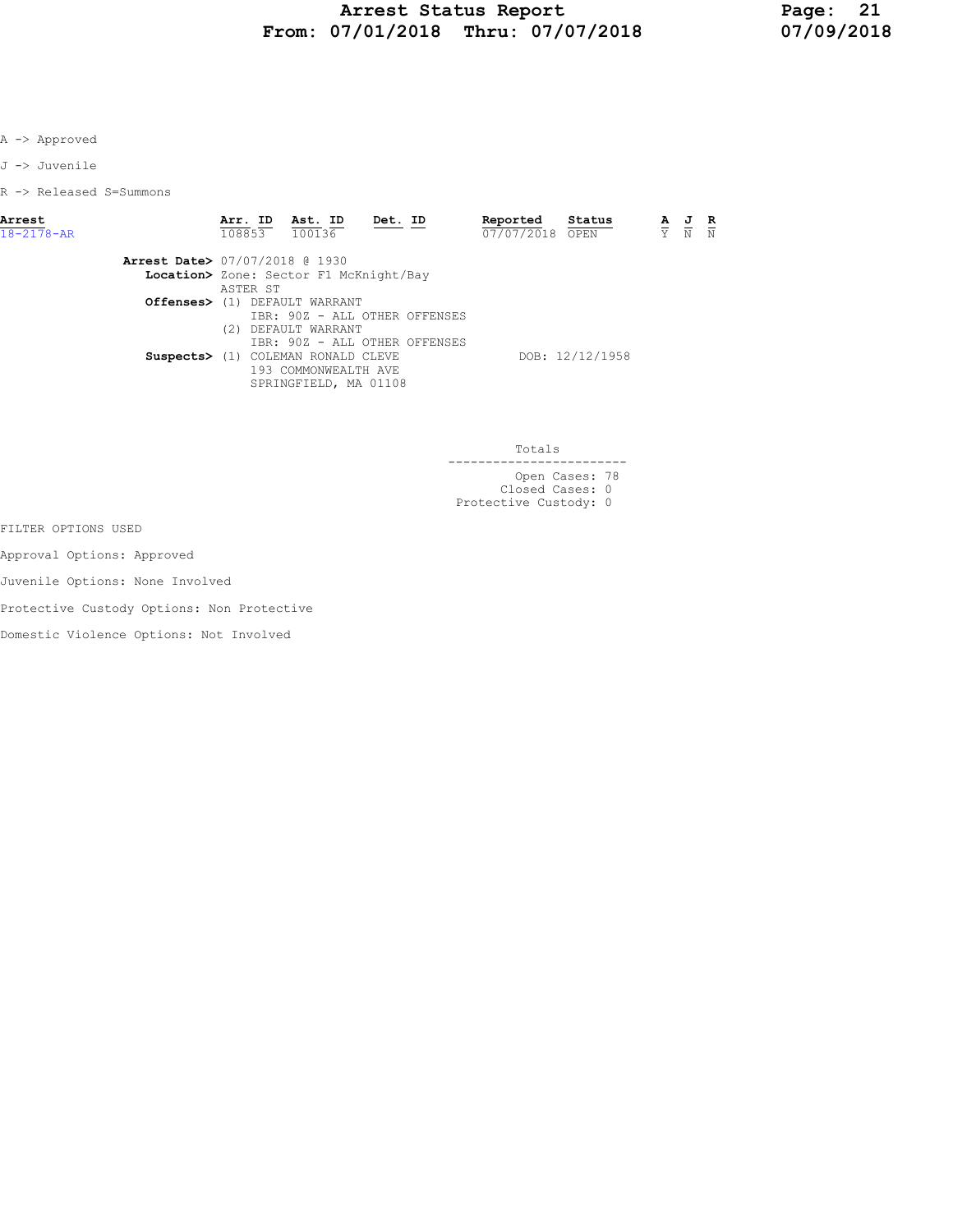A -> Approved

J -> Juvenile

R -> Released S=Summons

| Arrest | Arr. ID | Ast. ID | Det. ID | Reported | Status | A | J | R |
|---|---|---|---|---|---|---|---|---|
| 18-2178-AR | 108853 | 100136 | | 07/07/2018 | OPEN | Y | N | N |

**Arrest Date>** 07/07/2018 @ 1930

**Location>** Zone: Sector F1 McKnight/Bay
ASTER ST

**Offenses>** (1) DEFAULT WARRANT
IBR: 90Z - ALL OTHER OFFENSES
(2) DEFAULT WARRANT
IBR: 90Z - ALL OTHER OFFENSES

**Suspects>** (1) COLEMAN RONALD CLEVE DOB: 12/12/1958
193 COMMONWEALTH AVE
SPRINGFIELD, MA 01108

Totals

Open Cases: 78
Closed Cases: 0
Protective Custody: 0

FILTER OPTIONS USED

Approval Options: Approved

Juvenile Options: None Involved

Protective Custody Options: Non Protective

Domestic Violence Options: Not Involved